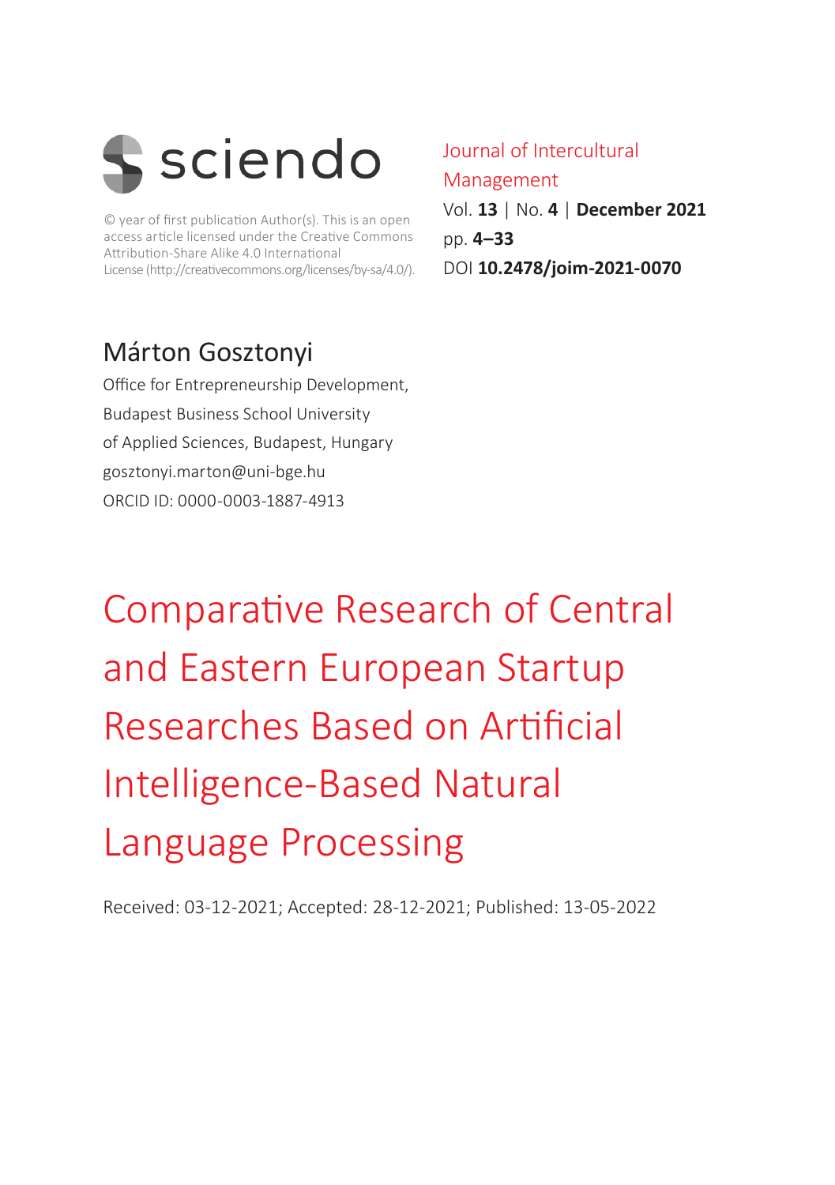sciendo

© year of first publication Author(s). This is an open access article licensed under the Creative Commons Attribution-Share Alike 4.0 International License (http://creativecommons.org/licenses/by-sa/4.0/).

Journal of Intercultural Management
Vol. **13** | No. **4** | **December 2021**
pp. **4–33**
DOI **10.2478/joim-2021-0070**

## Márton Gosztonyi

Office for Entrepreneurship Development,
Budapest Business School University
of Applied Sciences, Budapest, Hungary
gosztonyi.marton@uni-bge.hu
ORCID ID: 0000-0003-1887-4913

# Comparative Research of Central and Eastern European Startup Researches Based on Artificial Intelligence-Based Natural Language Processing

Received: 03-12-2021; Accepted: 28-12-2021; Published: 13-05-2022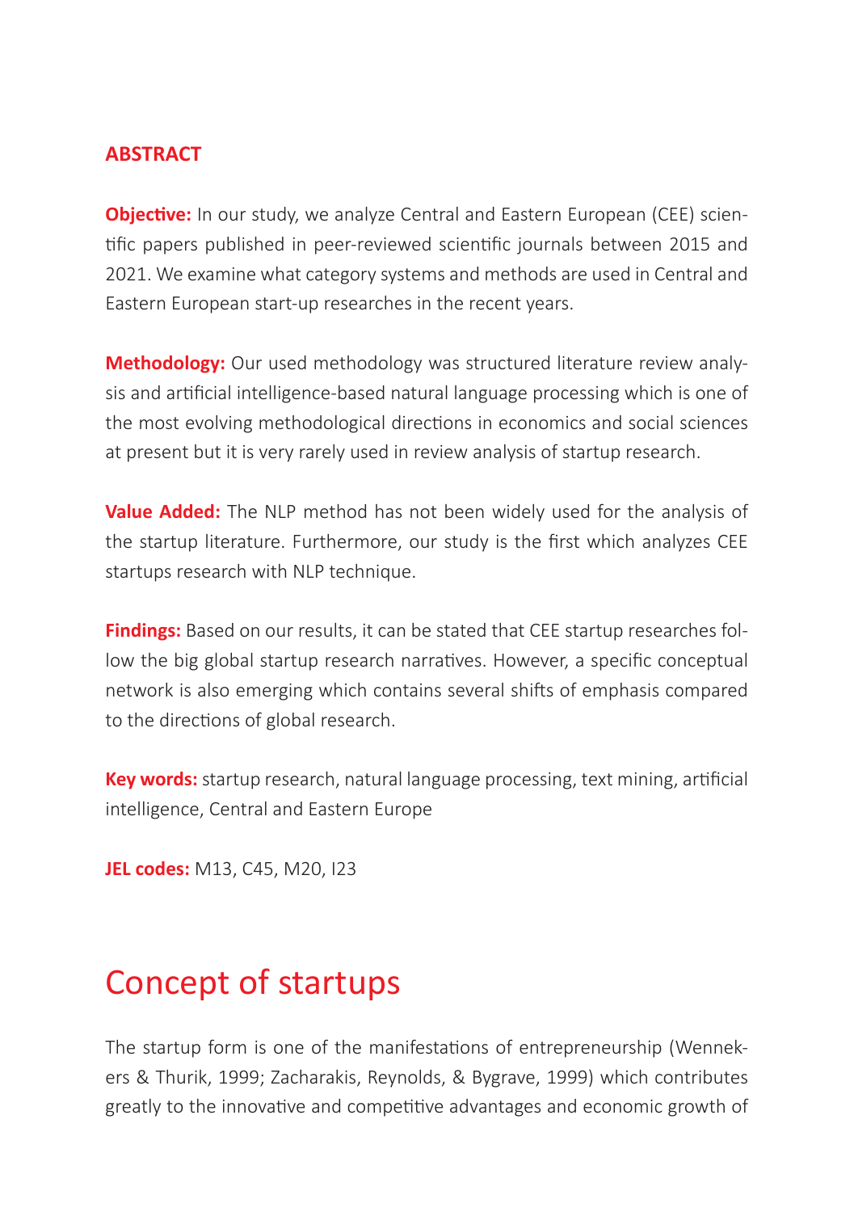## ABSTRACT

**Objective:** In our study, we analyze Central and Eastern European (CEE) scientific papers published in peer-reviewed scientific journals between 2015 and 2021. We examine what category systems and methods are used in Central and Eastern European start-up researches in the recent years.

**Methodology:** Our used methodology was structured literature review analysis and artificial intelligence-based natural language processing which is one of the most evolving methodological directions in economics and social sciences at present but it is very rarely used in review analysis of startup research.

**Value Added:** The NLP method has not been widely used for the analysis of the startup literature. Furthermore, our study is the first which analyzes CEE startups research with NLP technique.

**Findings:** Based on our results, it can be stated that CEE startup researches follow the big global startup research narratives. However, a specific conceptual network is also emerging which contains several shifts of emphasis compared to the directions of global research.

**Key words:** startup research, natural language processing, text mining, artificial intelligence, Central and Eastern Europe

**JEL codes:** M13, C45, M20, I23

# Concept of startups

The startup form is one of the manifestations of entrepreneurship (Wennekers & Thurik, 1999; Zacharakis, Reynolds, & Bygrave, 1999) which contributes greatly to the innovative and competitive advantages and economic growth of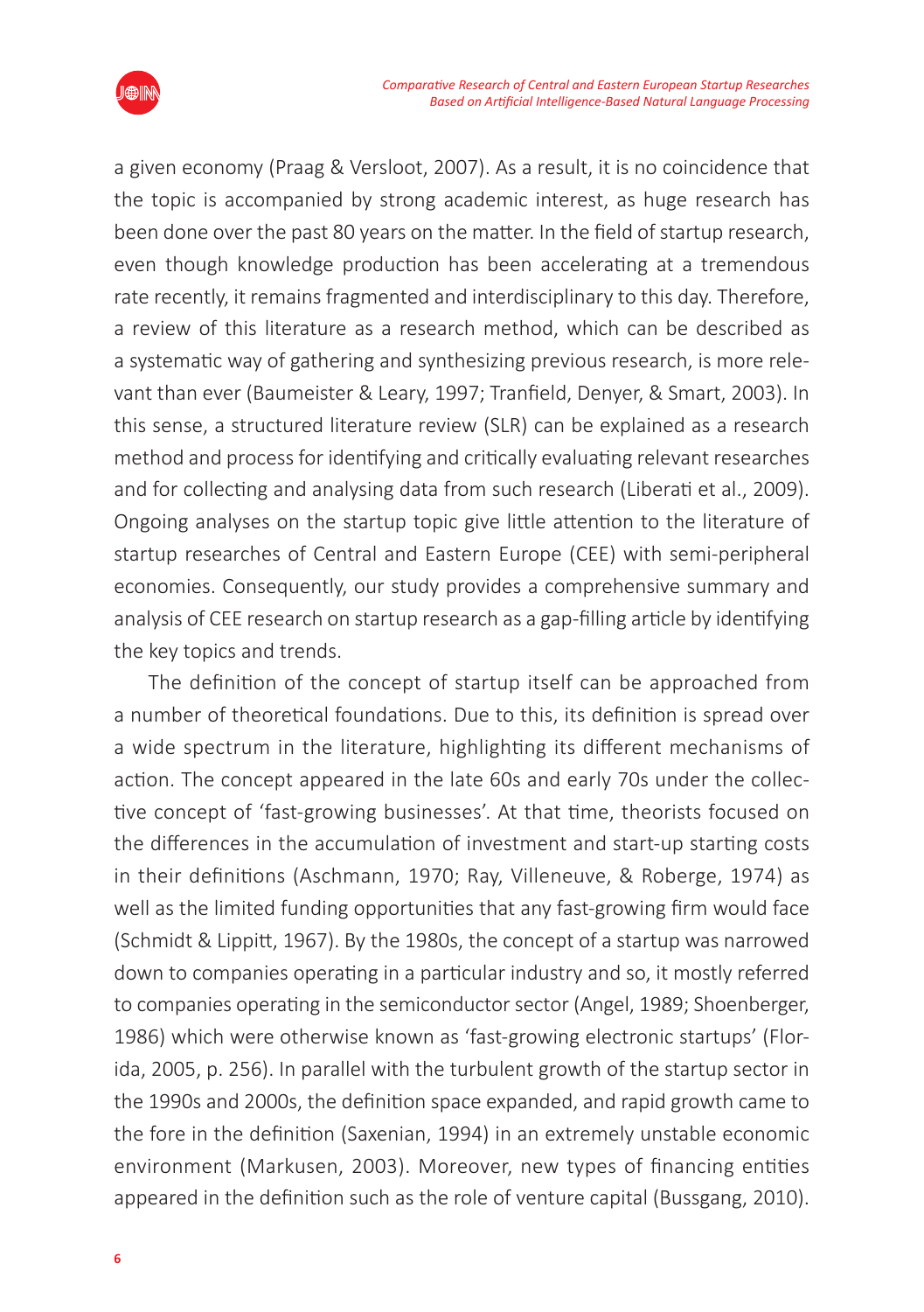a given economy (Praag & Versloot, 2007). As a result, it is no coincidence that the topic is accompanied by strong academic interest, as huge research has been done over the past 80 years on the matter. In the field of startup research, even though knowledge production has been accelerating at a tremendous rate recently, it remains fragmented and interdisciplinary to this day. Therefore, a review of this literature as a research method, which can be described as a systematic way of gathering and synthesizing previous research, is more relevant than ever (Baumeister & Leary, 1997; Tranfield, Denyer, & Smart, 2003). In this sense, a structured literature review (SLR) can be explained as a research method and process for identifying and critically evaluating relevant researches and for collecting and analysing data from such research (Liberati et al., 2009). Ongoing analyses on the startup topic give little attention to the literature of startup researches of Central and Eastern Europe (CEE) with semi-peripheral economies. Consequently, our study provides a comprehensive summary and analysis of CEE research on startup research as a gap-filling article by identifying the key topics and trends.

The definition of the concept of startup itself can be approached from a number of theoretical foundations. Due to this, its definition is spread over a wide spectrum in the literature, highlighting its different mechanisms of action. The concept appeared in the late 60s and early 70s under the collective concept of 'fast-growing businesses'. At that time, theorists focused on the differences in the accumulation of investment and start-up starting costs in their definitions (Aschmann, 1970; Ray, Villeneuve, & Roberge, 1974) as well as the limited funding opportunities that any fast-growing firm would face (Schmidt & Lippitt, 1967). By the 1980s, the concept of a startup was narrowed down to companies operating in a particular industry and so, it mostly referred to companies operating in the semiconductor sector (Angel, 1989; Shoenberger, 1986) which were otherwise known as 'fast-growing electronic startups' (Florida, 2005, p. 256). In parallel with the turbulent growth of the startup sector in the 1990s and 2000s, the definition space expanded, and rapid growth came to the fore in the definition (Saxenian, 1994) in an extremely unstable economic environment (Markusen, 2003). Moreover, new types of financing entities appeared in the definition such as the role of venture capital (Bussgang, 2010).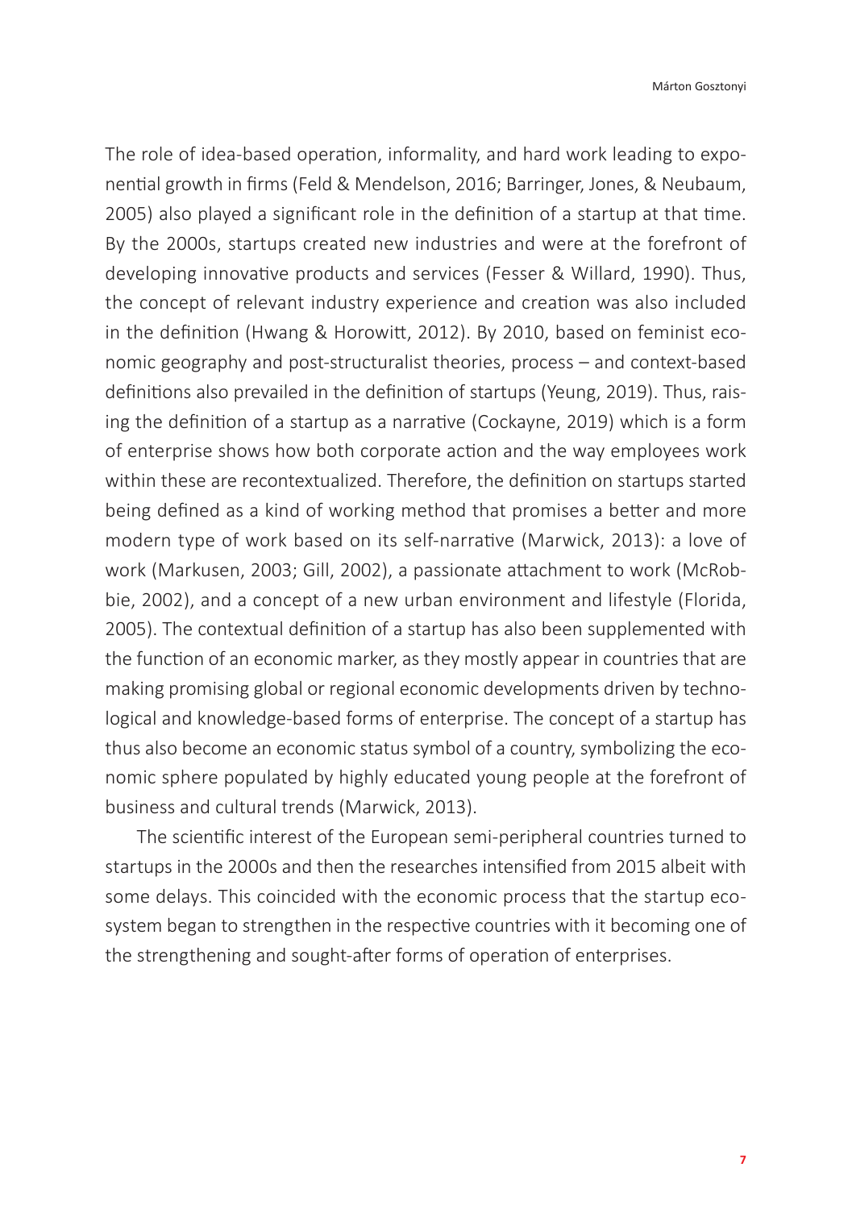The role of idea-based operation, informality, and hard work leading to exponential growth in firms (Feld & Mendelson, 2016; Barringer, Jones, & Neubaum, 2005) also played a significant role in the definition of a startup at that time. By the 2000s, startups created new industries and were at the forefront of developing innovative products and services (Fesser & Willard, 1990). Thus, the concept of relevant industry experience and creation was also included in the definition (Hwang & Horowitt, 2012). By 2010, based on feminist economic geography and post-structuralist theories, process – and context-based definitions also prevailed in the definition of startups (Yeung, 2019). Thus, raising the definition of a startup as a narrative (Cockayne, 2019) which is a form of enterprise shows how both corporate action and the way employees work within these are recontextualized. Therefore, the definition on startups started being defined as a kind of working method that promises a better and more modern type of work based on its self-narrative (Marwick, 2013): a love of work (Markusen, 2003; Gill, 2002), a passionate attachment to work (McRobbie, 2002), and a concept of a new urban environment and lifestyle (Florida, 2005). The contextual definition of a startup has also been supplemented with the function of an economic marker, as they mostly appear in countries that are making promising global or regional economic developments driven by technological and knowledge-based forms of enterprise. The concept of a startup has thus also become an economic status symbol of a country, symbolizing the economic sphere populated by highly educated young people at the forefront of business and cultural trends (Marwick, 2013).

The scientific interest of the European semi-peripheral countries turned to startups in the 2000s and then the researches intensified from 2015 albeit with some delays. This coincided with the economic process that the startup ecosystem began to strengthen in the respective countries with it becoming one of the strengthening and sought-after forms of operation of enterprises.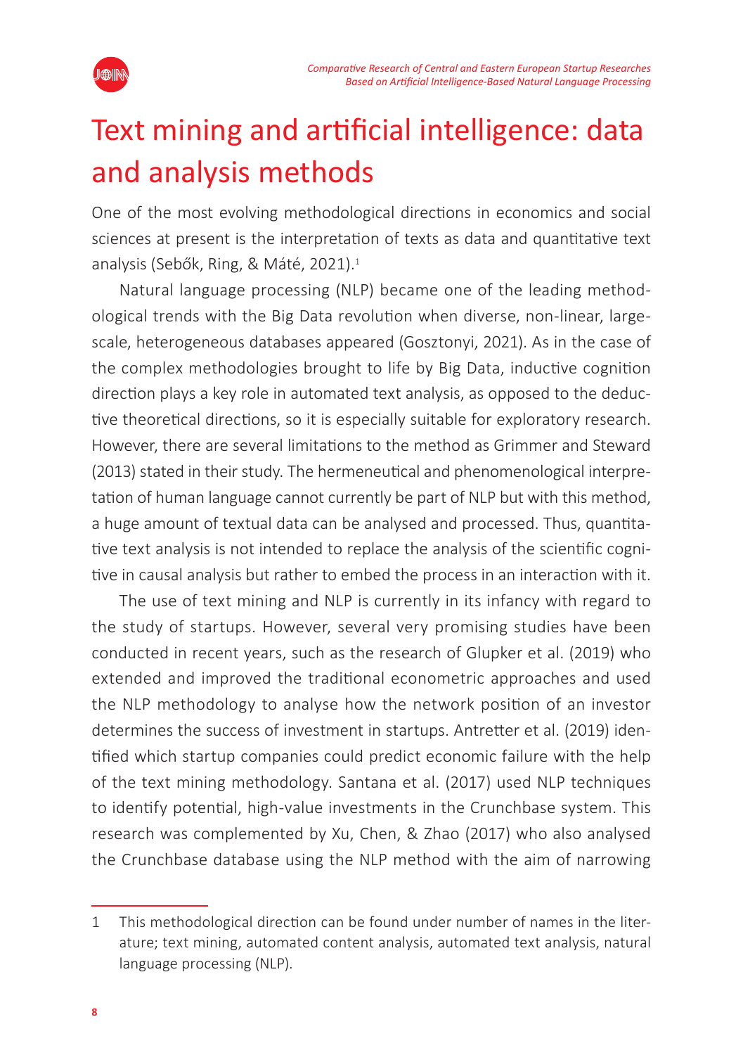# Text mining and artificial intelligence: data and analysis methods

One of the most evolving methodological directions in economics and social sciences at present is the interpretation of texts as data and quantitative text analysis (Sebők, Ring, & Máté, 2021).[1]

Natural language processing (NLP) became one of the leading methodological trends with the Big Data revolution when diverse, non-linear, large-scale, heterogeneous databases appeared (Gosztonyi, 2021). As in the case of the complex methodologies brought to life by Big Data, inductive cognition direction plays a key role in automated text analysis, as opposed to the deductive theoretical directions, so it is especially suitable for exploratory research. However, there are several limitations to the method as Grimmer and Steward (2013) stated in their study. The hermeneutical and phenomenological interpretation of human language cannot currently be part of NLP but with this method, a huge amount of textual data can be analysed and processed. Thus, quantitative text analysis is not intended to replace the analysis of the scientific cognitive in causal analysis but rather to embed the process in an interaction with it.

The use of text mining and NLP is currently in its infancy with regard to the study of startups. However, several very promising studies have been conducted in recent years, such as the research of Glupker et al. (2019) who extended and improved the traditional econometric approaches and used the NLP methodology to analyse how the network position of an investor determines the success of investment in startups. Antretter et al. (2019) identified which startup companies could predict economic failure with the help of the text mining methodology. Santana et al. (2017) used NLP techniques to identify potential, high-value investments in the Crunchbase system. This research was complemented by Xu, Chen, & Zhao (2017) who also analysed the Crunchbase database using the NLP method with the aim of narrowing

---

1 This methodological direction can be found under number of names in the literature; text mining, automated content analysis, automated text analysis, natural language processing (NLP).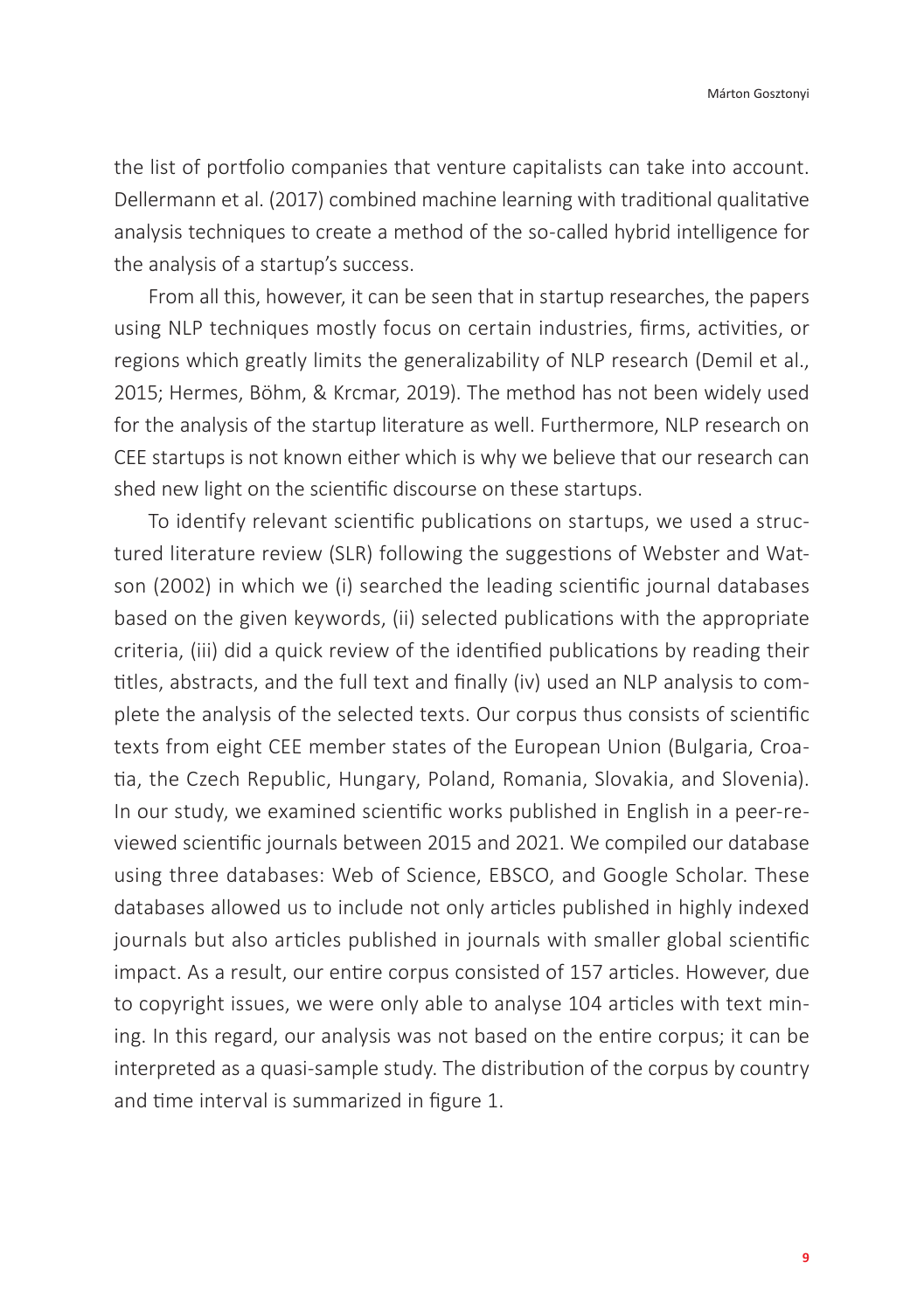the list of portfolio companies that venture capitalists can take into account. Dellermann et al. (2017) combined machine learning with traditional qualitative analysis techniques to create a method of the so-called hybrid intelligence for the analysis of a startup's success.

From all this, however, it can be seen that in startup researches, the papers using NLP techniques mostly focus on certain industries, firms, activities, or regions which greatly limits the generalizability of NLP research (Demil et al., 2015; Hermes, Böhm, & Krcmar, 2019). The method has not been widely used for the analysis of the startup literature as well. Furthermore, NLP research on CEE startups is not known either which is why we believe that our research can shed new light on the scientific discourse on these startups.

To identify relevant scientific publications on startups, we used a structured literature review (SLR) following the suggestions of Webster and Watson (2002) in which we (i) searched the leading scientific journal databases based on the given keywords, (ii) selected publications with the appropriate criteria, (iii) did a quick review of the identified publications by reading their titles, abstracts, and the full text and finally (iv) used an NLP analysis to complete the analysis of the selected texts. Our corpus thus consists of scientific texts from eight CEE member states of the European Union (Bulgaria, Croatia, the Czech Republic, Hungary, Poland, Romania, Slovakia, and Slovenia). In our study, we examined scientific works published in English in a peer-reviewed scientific journals between 2015 and 2021. We compiled our database using three databases: Web of Science, EBSCO, and Google Scholar. These databases allowed us to include not only articles published in highly indexed journals but also articles published in journals with smaller global scientific impact. As a result, our entire corpus consisted of 157 articles. However, due to copyright issues, we were only able to analyse 104 articles with text mining. In this regard, our analysis was not based on the entire corpus; it can be interpreted as a quasi-sample study. The distribution of the corpus by country and time interval is summarized in figure 1.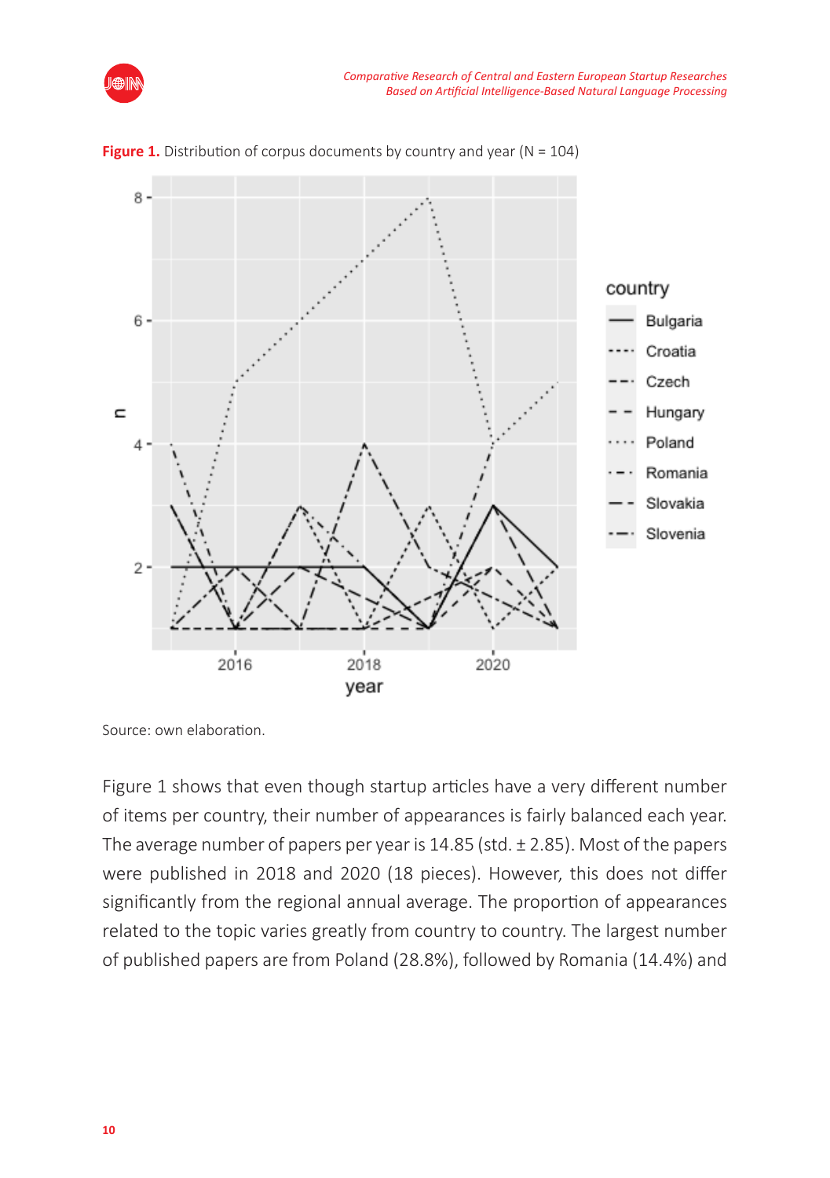**Figure 1.** Distribution of corpus documents by country and year (N = 104)

Source: own elaboration.

Figure 1 shows that even though startup articles have a very different number of items per country, their number of appearances is fairly balanced each year. The average number of papers per year is 14.85 (std. ± 2.85). Most of the papers were published in 2018 and 2020 (18 pieces). However, this does not differ significantly from the regional annual average. The proportion of appearances related to the topic varies greatly from country to country. The largest number of published papers are from Poland (28.8%), followed by Romania (14.4%) and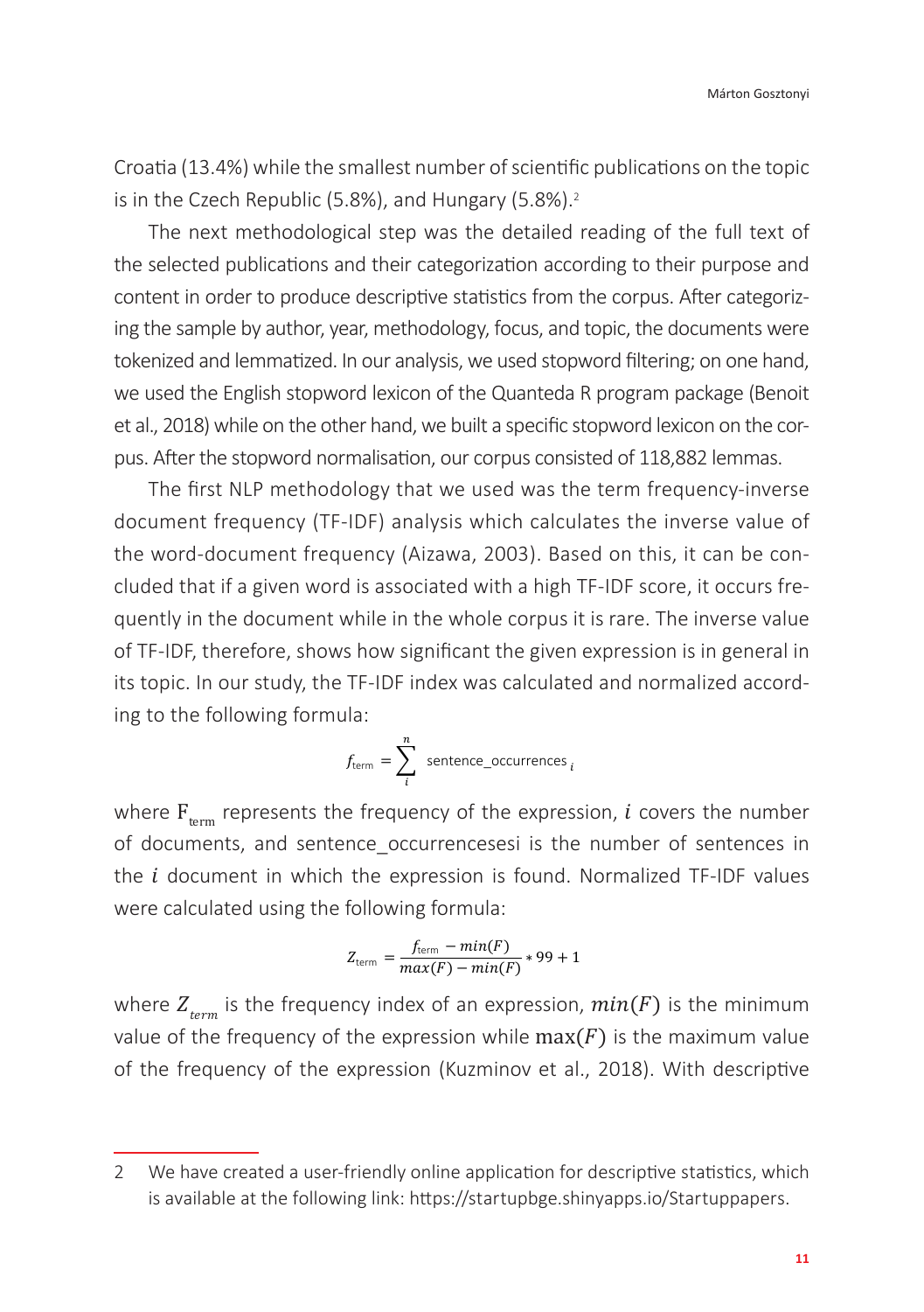Croatia (13.4%) while the smallest number of scientific publications on the topic is in the Czech Republic (5.8%), and Hungary (5.8%).[2]

The next methodological step was the detailed reading of the full text of the selected publications and their categorization according to their purpose and content in order to produce descriptive statistics from the corpus. After categorizing the sample by author, year, methodology, focus, and topic, the documents were tokenized and lemmatized. In our analysis, we used stopword filtering; on one hand, we used the English stopword lexicon of the Quanteda R program package (Benoit et al., 2018) while on the other hand, we built a specific stopword lexicon on the corpus. After the stopword normalisation, our corpus consisted of 118,882 lemmas.

The first NLP methodology that we used was the term frequency-inverse document frequency (TF-IDF) analysis which calculates the inverse value of the word-document frequency (Aizawa, 2003). Based on this, it can be concluded that if a given word is associated with a high TF-IDF score, it occurs frequently in the document while in the whole corpus it is rare. The inverse value of TF-IDF, therefore, shows how significant the given expression is in general in its topic. In our study, the TF-IDF index was calculated and normalized according to the following formula:

$$f_{\text{term}} = \sum_{i}^{n} \text{sentence\_occurrences}_{i}$$

where $F_{\text{term}}$ represents the frequency of the expression, $i$ covers the number of documents, and sentence_occurrencesesi is the number of sentences in the $i$ document in which the expression is found. Normalized TF-IDF values were calculated using the following formula:

$$Z_{\text{term}} = \frac{f_{\text{term}} - min(F)}{max(F) - min(F)} * 99 + 1$$

where $Z_{term}$ is the frequency index of an expression, $min(F)$ is the minimum value of the frequency of the expression while $\max(F)$ is the maximum value of the frequency of the expression (Kuzminov et al., 2018). With descriptive

2 We have created a user-friendly online application for descriptive statistics, which is available at the following link: https://startupbge.shinyapps.io/Startuppapers.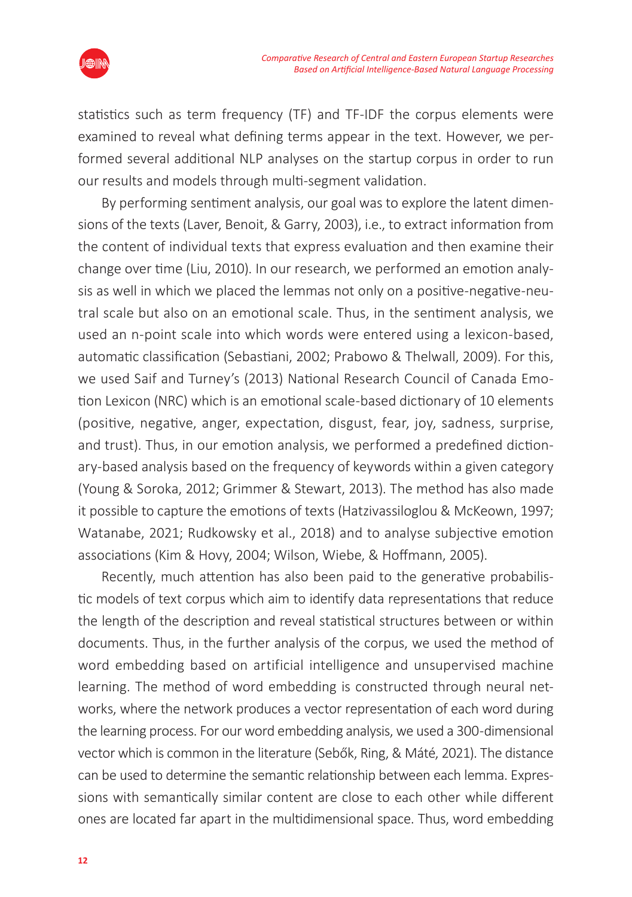statistics such as term frequency (TF) and TF-IDF the corpus elements were examined to reveal what defining terms appear in the text. However, we performed several additional NLP analyses on the startup corpus in order to run our results and models through multi-segment validation.

By performing sentiment analysis, our goal was to explore the latent dimensions of the texts (Laver, Benoit, & Garry, 2003), i.e., to extract information from the content of individual texts that express evaluation and then examine their change over time (Liu, 2010). In our research, we performed an emotion analysis as well in which we placed the lemmas not only on a positive-negative-neutral scale but also on an emotional scale. Thus, in the sentiment analysis, we used an n-point scale into which words were entered using a lexicon-based, automatic classification (Sebastiani, 2002; Prabowo & Thelwall, 2009). For this, we used Saif and Turney's (2013) National Research Council of Canada Emotion Lexicon (NRC) which is an emotional scale-based dictionary of 10 elements (positive, negative, anger, expectation, disgust, fear, joy, sadness, surprise, and trust). Thus, in our emotion analysis, we performed a predefined dictionary-based analysis based on the frequency of keywords within a given category (Young & Soroka, 2012; Grimmer & Stewart, 2013). The method has also made it possible to capture the emotions of texts (Hatzivassiloglou & McKeown, 1997; Watanabe, 2021; Rudkowsky et al., 2018) and to analyse subjective emotion associations (Kim & Hovy, 2004; Wilson, Wiebe, & Hoffmann, 2005).

Recently, much attention has also been paid to the generative probabilistic models of text corpus which aim to identify data representations that reduce the length of the description and reveal statistical structures between or within documents. Thus, in the further analysis of the corpus, we used the method of word embedding based on artificial intelligence and unsupervised machine learning. The method of word embedding is constructed through neural networks, where the network produces a vector representation of each word during the learning process. For our word embedding analysis, we used a 300-dimensional vector which is common in the literature (Sebők, Ring, & Máté, 2021). The distance can be used to determine the semantic relationship between each lemma. Expressions with semantically similar content are close to each other while different ones are located far apart in the multidimensional space. Thus, word embedding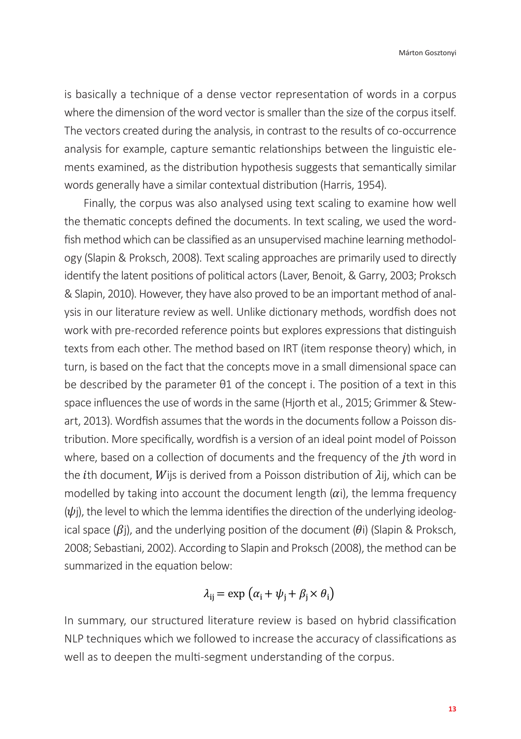is basically a technique of a dense vector representation of words in a corpus where the dimension of the word vector is smaller than the size of the corpus itself. The vectors created during the analysis, in contrast to the results of co-occurrence analysis for example, capture semantic relationships between the linguistic elements examined, as the distribution hypothesis suggests that semantically similar words generally have a similar contextual distribution (Harris, 1954).

Finally, the corpus was also analysed using text scaling to examine how well the thematic concepts defined the documents. In text scaling, we used the wordfish method which can be classified as an unsupervised machine learning methodology (Slapin & Proksch, 2008). Text scaling approaches are primarily used to directly identify the latent positions of political actors (Laver, Benoit, & Garry, 2003; Proksch & Slapin, 2010). However, they have also proved to be an important method of analysis in our literature review as well. Unlike dictionary methods, wordfish does not work with pre-recorded reference points but explores expressions that distinguish texts from each other. The method based on IRT (item response theory) which, in turn, is based on the fact that the concepts move in a small dimensional space can be described by the parameter θ1 of the concept i. The position of a text in this space influences the use of words in the same (Hjorth et al., 2015; Grimmer & Stewart, 2013). Wordfish assumes that the words in the documents follow a Poisson distribution. More specifically, wordfish is a version of an ideal point model of Poisson where, based on a collection of documents and the frequency of the $j$th word in the $i$th document, $W_{ij}$s is derived from a Poisson distribution of $\lambda_{ij}$, which can be modelled by taking into account the document length ($\alpha_i$), the lemma frequency ($\psi_j$), the level to which the lemma identifies the direction of the underlying ideological space ($\beta_j$), and the underlying position of the document ($\theta_i$) (Slapin & Proksch, 2008; Sebastiani, 2002). According to Slapin and Proksch (2008), the method can be summarized in the equation below:

$$\lambda_{ij} = \exp\left(\alpha_i + \psi_j + \beta_j \times \theta_i\right)$$

In summary, our structured literature review is based on hybrid classification NLP techniques which we followed to increase the accuracy of classifications as well as to deepen the multi-segment understanding of the corpus.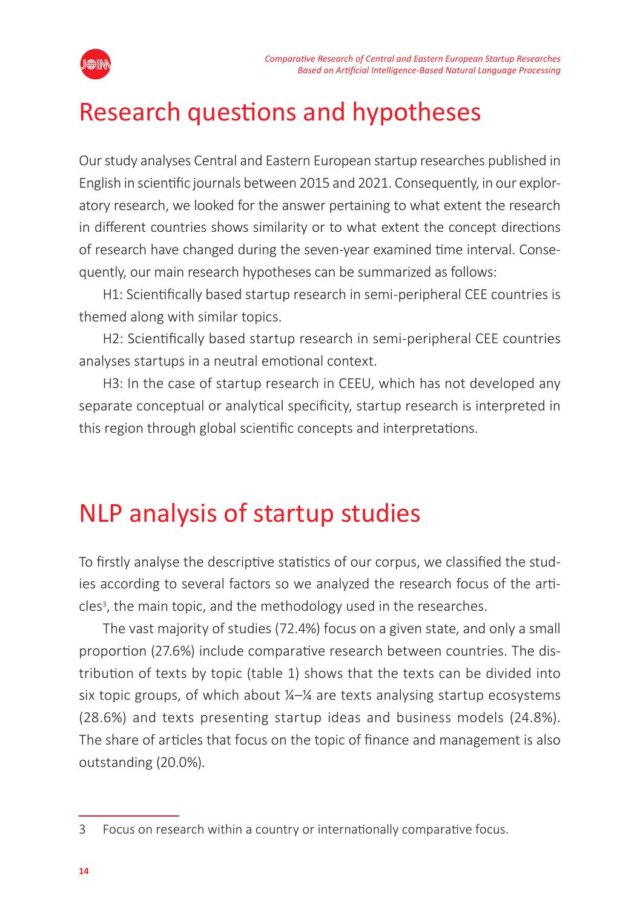# Research questions and hypotheses

Our study analyses Central and Eastern European startup researches published in English in scientific journals between 2015 and 2021. Consequently, in our exploratory research, we looked for the answer pertaining to what extent the research in different countries shows similarity or to what extent the concept directions of research have changed during the seven-year examined time interval. Consequently, our main research hypotheses can be summarized as follows:

H1: Scientifically based startup research in semi-peripheral CEE countries is themed along with similar topics.

H2: Scientifically based startup research in semi-peripheral CEE countries analyses startups in a neutral emotional context.

H3: In the case of startup research in CEEU, which has not developed any separate conceptual or analytical specificity, startup research is interpreted in this region through global scientific concepts and interpretations.

# NLP analysis of startup studies

To firstly analyse the descriptive statistics of our corpus, we classified the studies according to several factors so we analyzed the research focus of the articles[3], the main topic, and the methodology used in the researches.

The vast majority of studies (72.4%) focus on a given state, and only a small proportion (27.6%) include comparative research between countries. The distribution of texts by topic (table 1) shows that the texts can be divided into six topic groups, of which about ¼–¼ are texts analysing startup ecosystems (28.6%) and texts presenting startup ideas and business models (24.8%). The share of articles that focus on the topic of finance and management is also outstanding (20.0%).

3 Focus on research within a country or internationally comparative focus.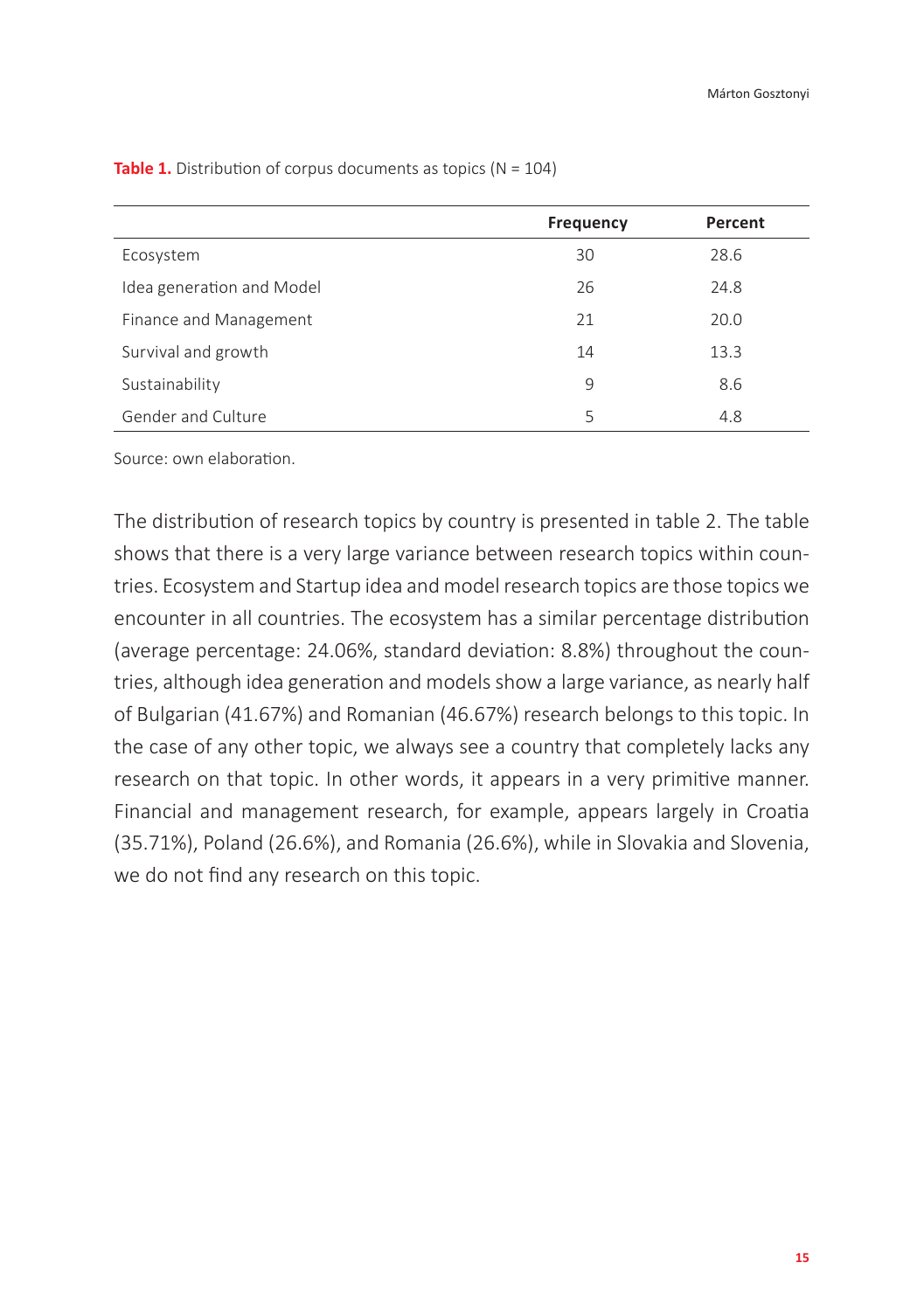**Table 1.** Distribution of corpus documents as topics (N = 104)

| | Frequency | Percent |
|---|---|---|
| Ecosystem | 30 | 28.6 |
| Idea generation and Model | 26 | 24.8 |
| Finance and Management | 21 | 20.0 |
| Survival and growth | 14 | 13.3 |
| Sustainability | 9 | 8.6 |
| Gender and Culture | 5 | 4.8 |

Source: own elaboration.

The distribution of research topics by country is presented in table 2. The table shows that there is a very large variance between research topics within countries. Ecosystem and Startup idea and model research topics are those topics we encounter in all countries. The ecosystem has a similar percentage distribution (average percentage: 24.06%, standard deviation: 8.8%) throughout the countries, although idea generation and models show a large variance, as nearly half of Bulgarian (41.67%) and Romanian (46.67%) research belongs to this topic. In the case of any other topic, we always see a country that completely lacks any research on that topic. In other words, it appears in a very primitive manner. Financial and management research, for example, appears largely in Croatia (35.71%), Poland (26.6%), and Romania (26.6%), while in Slovakia and Slovenia, we do not find any research on this topic.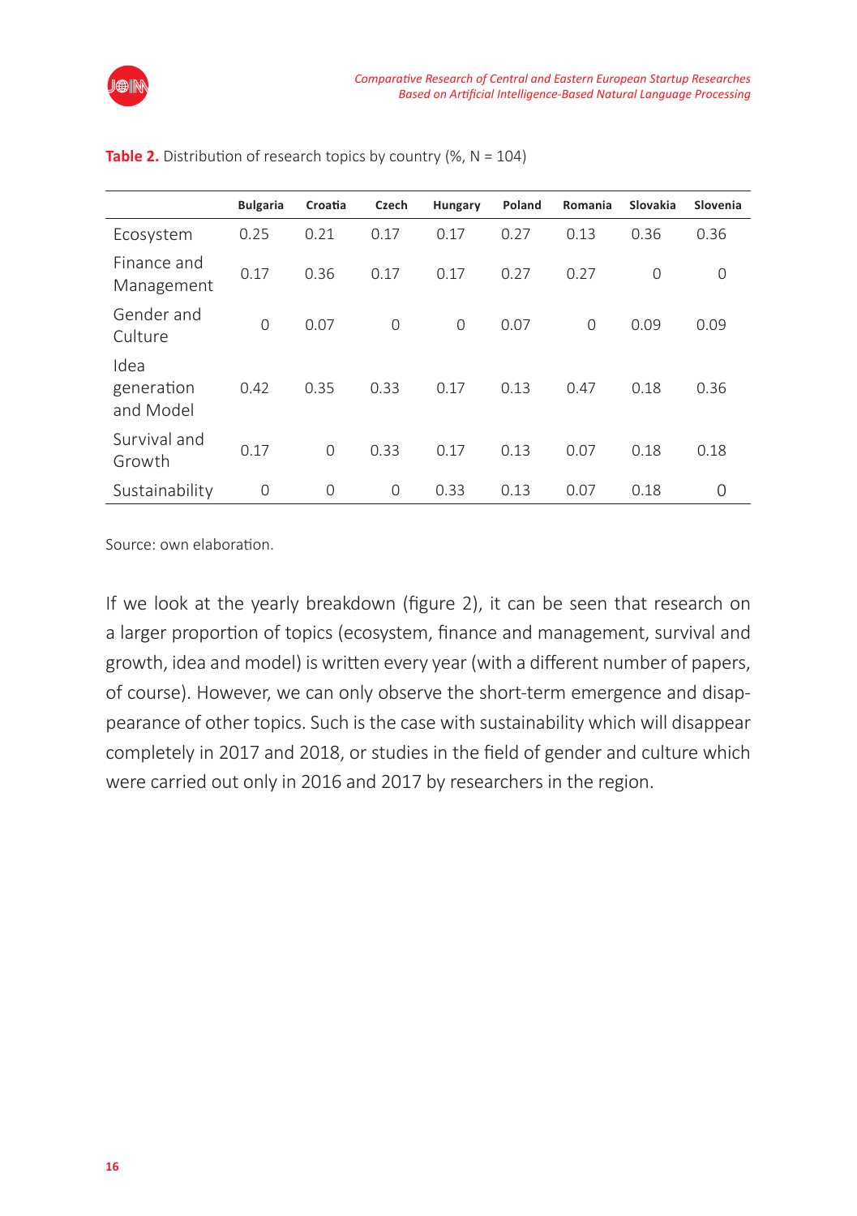**Table 2.** Distribution of research topics by country (%, N = 104)

| | Bulgaria | Croatia | Czech | Hungary | Poland | Romania | Slovakia | Slovenia |
|---|---|---|---|---|---|---|---|---|
| Ecosystem | 0.25 | 0.21 | 0.17 | 0.17 | 0.27 | 0.13 | 0.36 | 0.36 |
| Finance and Management | 0.17 | 0.36 | 0.17 | 0.17 | 0.27 | 0.27 | 0 | 0 |
| Gender and Culture | 0 | 0.07 | 0 | 0 | 0.07 | 0 | 0.09 | 0.09 |
| Idea generation and Model | 0.42 | 0.35 | 0.33 | 0.17 | 0.13 | 0.47 | 0.18 | 0.36 |
| Survival and Growth | 0.17 | 0 | 0.33 | 0.17 | 0.13 | 0.07 | 0.18 | 0.18 |
| Sustainability | 0 | 0 | 0 | 0.33 | 0.13 | 0.07 | 0.18 | 0 |

Source: own elaboration.

If we look at the yearly breakdown (figure 2), it can be seen that research on a larger proportion of topics (ecosystem, finance and management, survival and growth, idea and model) is written every year (with a different number of papers, of course). However, we can only observe the short-term emergence and disappearance of other topics. Such is the case with sustainability which will disappear completely in 2017 and 2018, or studies in the field of gender and culture which were carried out only in 2016 and 2017 by researchers in the region.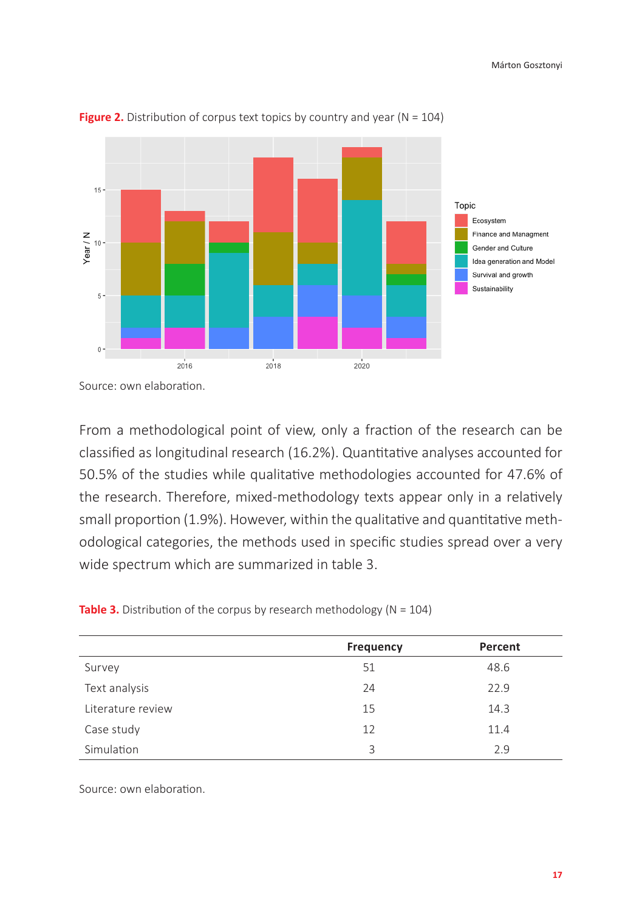**Figure 2.** Distribution of corpus text topics by country and year (N = 104)

Source: own elaboration.

From a methodological point of view, only a fraction of the research can be classified as longitudinal research (16.2%). Quantitative analyses accounted for 50.5% of the studies while qualitative methodologies accounted for 47.6% of the research. Therefore, mixed-methodology texts appear only in a relatively small proportion (1.9%). However, within the qualitative and quantitative methodological categories, the methods used in specific studies spread over a very wide spectrum which are summarized in table 3.

**Table 3.** Distribution of the corpus by research methodology (N = 104)

| | Frequency | Percent |
|---|---|---|
| Survey | 51 | 48.6 |
| Text analysis | 24 | 22.9 |
| Literature review | 15 | 14.3 |
| Case study | 12 | 11.4 |
| Simulation | 3 | 2.9 |

Source: own elaboration.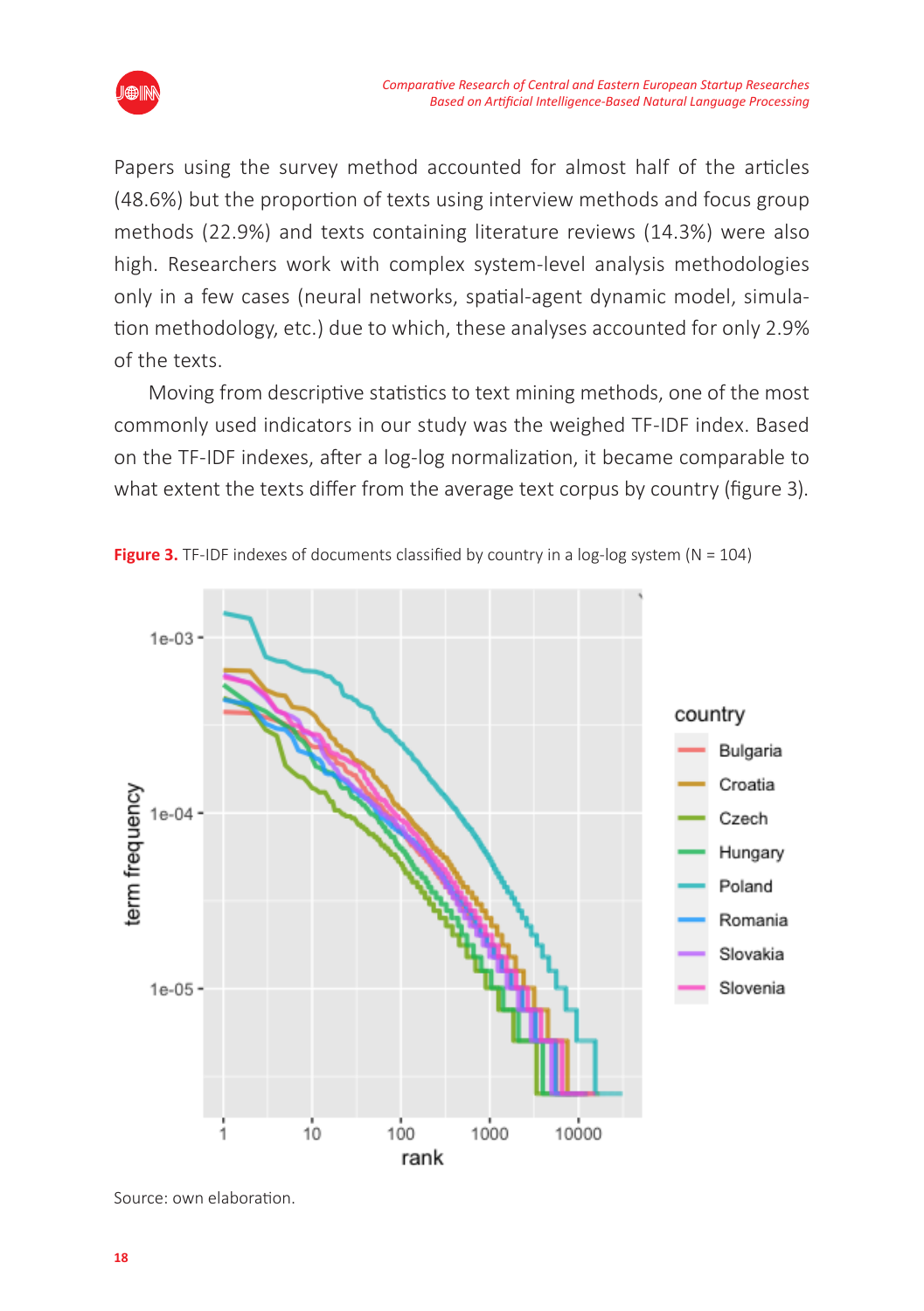Papers using the survey method accounted for almost half of the articles (48.6%) but the proportion of texts using interview methods and focus group methods (22.9%) and texts containing literature reviews (14.3%) were also high. Researchers work with complex system-level analysis methodologies only in a few cases (neural networks, spatial-agent dynamic model, simulation methodology, etc.) due to which, these analyses accounted for only 2.9% of the texts.

Moving from descriptive statistics to text mining methods, one of the most commonly used indicators in our study was the weighed TF-IDF index. Based on the TF-IDF indexes, after a log-log normalization, it became comparable to what extent the texts differ from the average text corpus by country (figure 3).

**Figure 3.** TF-IDF indexes of documents classified by country in a log-log system (N = 104)

Source: own elaboration.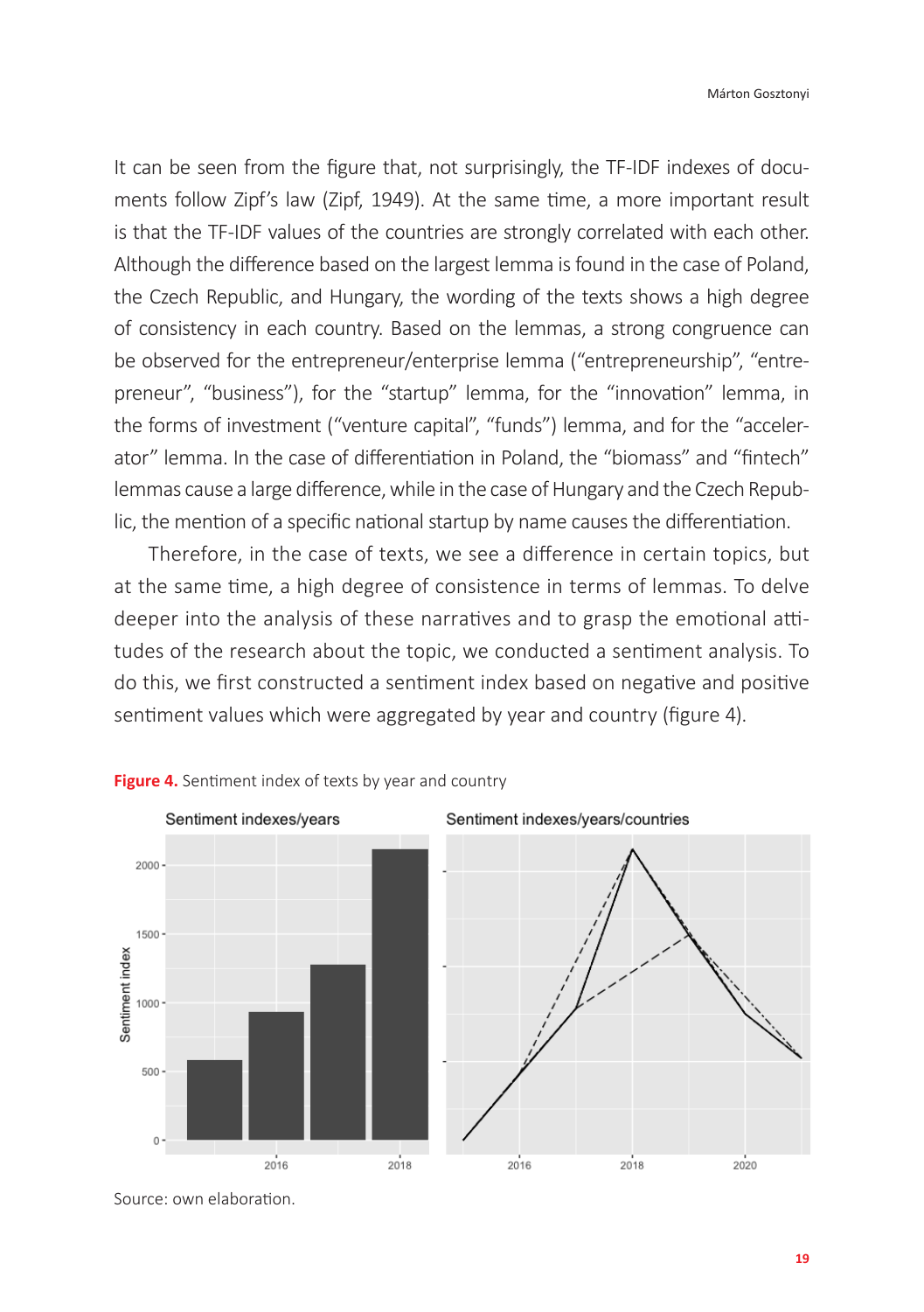It can be seen from the figure that, not surprisingly, the TF-IDF indexes of documents follow Zipf's law (Zipf, 1949). At the same time, a more important result is that the TF-IDF values of the countries are strongly correlated with each other. Although the difference based on the largest lemma is found in the case of Poland, the Czech Republic, and Hungary, the wording of the texts shows a high degree of consistency in each country. Based on the lemmas, a strong congruence can be observed for the entrepreneur/enterprise lemma ("entrepreneurship", "entrepreneur", "business"), for the "startup" lemma, for the "innovation" lemma, in the forms of investment ("venture capital", "funds") lemma, and for the "accelerator" lemma. In the case of differentiation in Poland, the "biomass" and "fintech" lemmas cause a large difference, while in the case of Hungary and the Czech Republic, the mention of a specific national startup by name causes the differentiation.

Therefore, in the case of texts, we see a difference in certain topics, but at the same time, a high degree of consistence in terms of lemmas. To delve deeper into the analysis of these narratives and to grasp the emotional attitudes of the research about the topic, we conducted a sentiment analysis. To do this, we first constructed a sentiment index based on negative and positive sentiment values which were aggregated by year and country (figure 4).

**Figure 4.** Sentiment index of texts by year and country

Source: own elaboration.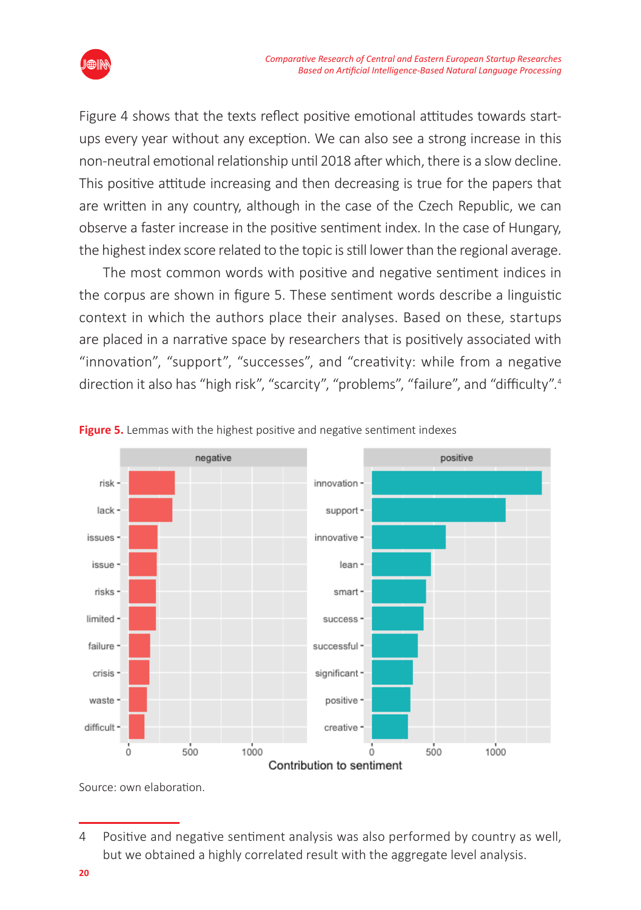Figure 4 shows that the texts reflect positive emotional attitudes towards start-ups every year without any exception. We can also see a strong increase in this non-neutral emotional relationship until 2018 after which, there is a slow decline. This positive attitude increasing and then decreasing is true for the papers that are written in any country, although in the case of the Czech Republic, we can observe a faster increase in the positive sentiment index. In the case of Hungary, the highest index score related to the topic is still lower than the regional average.

The most common words with positive and negative sentiment indices in the corpus are shown in figure 5. These sentiment words describe a linguistic context in which the authors place their analyses. Based on these, startups are placed in a narrative space by researchers that is positively associated with "innovation", "support", "successes", and "creativity: while from a negative direction it also has "high risk", "scarcity", "problems", "failure", and "difficulty".[4]

**Figure 5.** Lemmas with the highest positive and negative sentiment indexes

| negative | positive |
|---|---|
| risk | innovation |
| lack | support |
| issues | innovative |
| issue | lean |
| risks | smart |
| limited | success |
| failure | successful |
| crisis | significant |
| waste | positive |
| difficult | creative |

Contribution to sentiment

Source: own elaboration.

4 Positive and negative sentiment analysis was also performed by country as well, but we obtained a highly correlated result with the aggregate level analysis.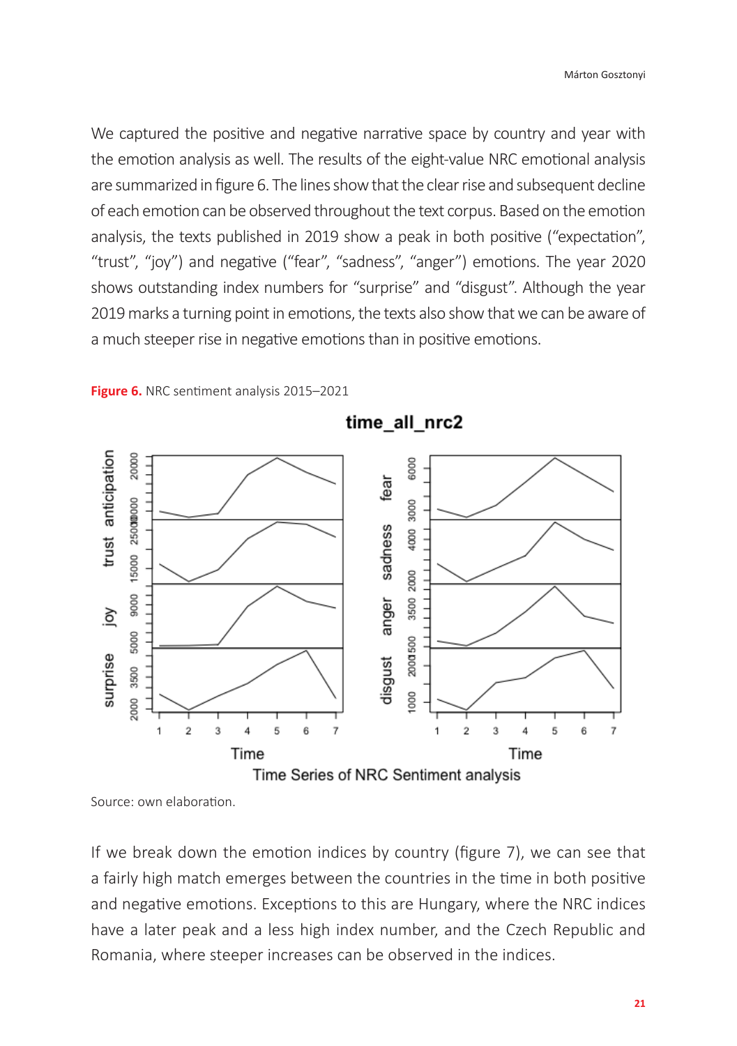We captured the positive and negative narrative space by country and year with the emotion analysis as well. The results of the eight-value NRC emotional analysis are summarized in figure 6. The lines show that the clear rise and subsequent decline of each emotion can be observed throughout the text corpus. Based on the emotion analysis, the texts published in 2019 show a peak in both positive ("expectation", "trust", "joy") and negative ("fear", "sadness", "anger") emotions. The year 2020 shows outstanding index numbers for "surprise" and "disgust". Although the year 2019 marks a turning point in emotions, the texts also show that we can be aware of a much steeper rise in negative emotions than in positive emotions.

**Figure 6.** NRC sentiment analysis 2015–2021

Source: own elaboration.

If we break down the emotion indices by country (figure 7), we can see that a fairly high match emerges between the countries in the time in both positive and negative emotions. Exceptions to this are Hungary, where the NRC indices have a later peak and a less high index number, and the Czech Republic and Romania, where steeper increases can be observed in the indices.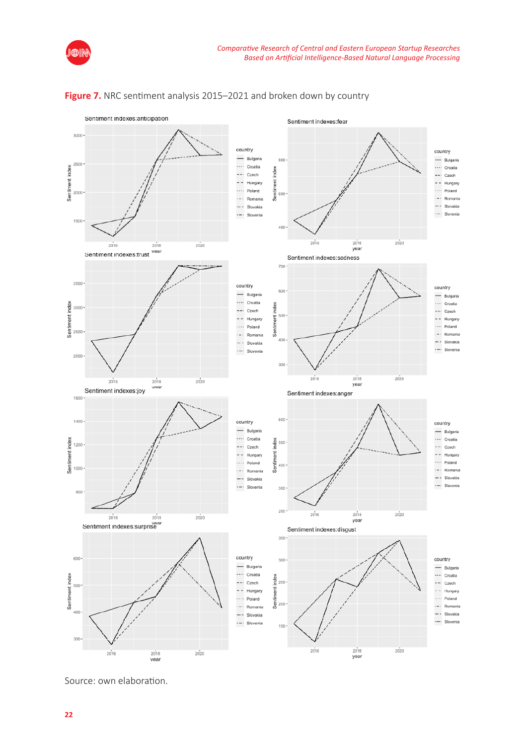**Figure 7.** NRC sentiment analysis 2015–2021 and broken down by country

Source: own elaboration.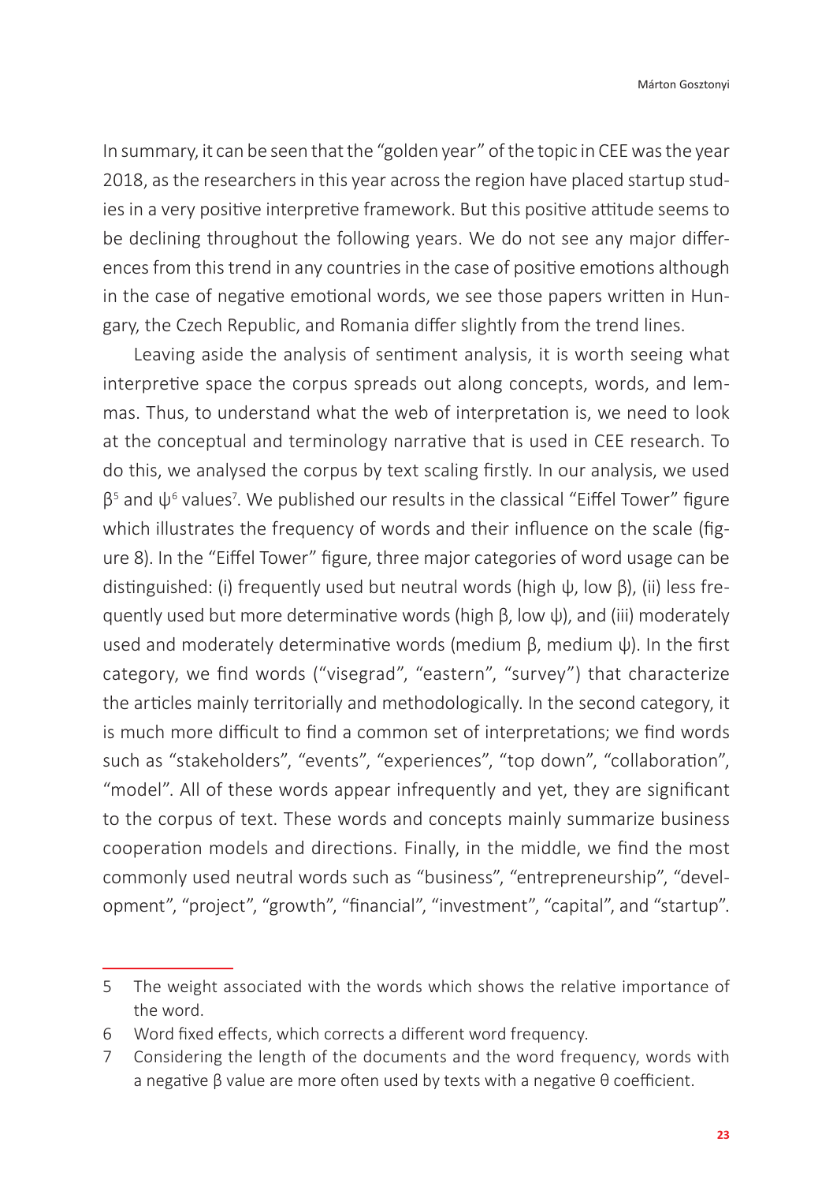In summary, it can be seen that the "golden year" of the topic in CEE was the year 2018, as the researchers in this year across the region have placed startup studies in a very positive interpretive framework. But this positive attitude seems to be declining throughout the following years. We do not see any major differences from this trend in any countries in the case of positive emotions although in the case of negative emotional words, we see those papers written in Hungary, the Czech Republic, and Romania differ slightly from the trend lines.

Leaving aside the analysis of sentiment analysis, it is worth seeing what interpretive space the corpus spreads out along concepts, words, and lemmas. Thus, to understand what the web of interpretation is, we need to look at the conceptual and terminology narrative that is used in CEE research. To do this, we analysed the corpus by text scaling firstly. In our analysis, we used β[5] and ψ[6] values[7]. We published our results in the classical "Eiffel Tower" figure which illustrates the frequency of words and their influence on the scale (figure 8). In the "Eiffel Tower" figure, three major categories of word usage can be distinguished: (i) frequently used but neutral words (high ψ, low β), (ii) less frequently used but more determinative words (high β, low ψ), and (iii) moderately used and moderately determinative words (medium β, medium ψ). In the first category, we find words ("visegrad", "eastern", "survey") that characterize the articles mainly territorially and methodologically. In the second category, it is much more difficult to find a common set of interpretations; we find words such as "stakeholders", "events", "experiences", "top down", "collaboration", "model". All of these words appear infrequently and yet, they are significant to the corpus of text. These words and concepts mainly summarize business cooperation models and directions. Finally, in the middle, we find the most commonly used neutral words such as "business", "entrepreneurship", "development", "project", "growth", "financial", "investment", "capital", and "startup".

5 The weight associated with the words which shows the relative importance of the word.

6 Word fixed effects, which corrects a different word frequency.

7 Considering the length of the documents and the word frequency, words with a negative β value are more often used by texts with a negative θ coefficient.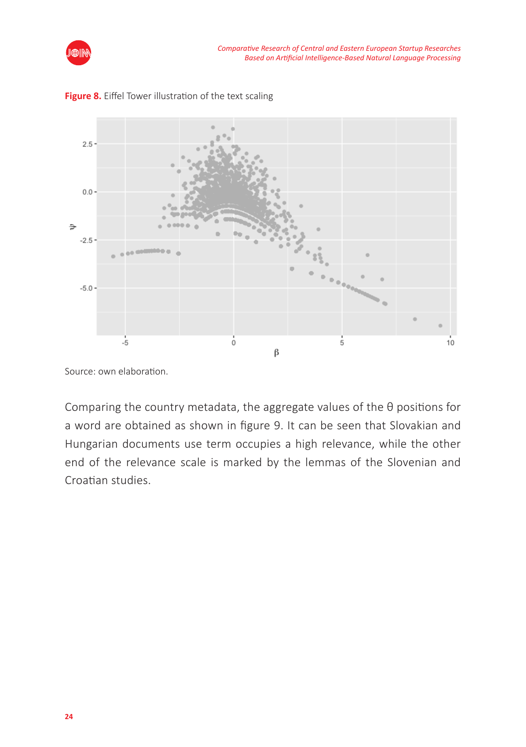**Figure 8.** Eiffel Tower illustration of the text scaling

Source: own elaboration.

Comparing the country metadata, the aggregate values of the θ positions for a word are obtained as shown in figure 9. It can be seen that Slovakian and Hungarian documents use term occupies a high relevance, while the other end of the relevance scale is marked by the lemmas of the Slovenian and Croatian studies.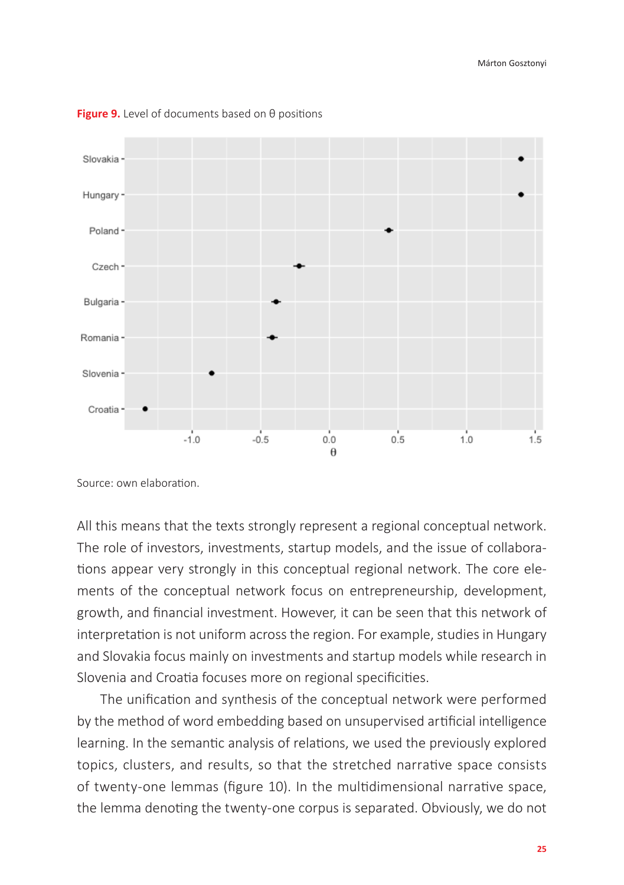**Figure 9.** Level of documents based on θ positions

Source: own elaboration.

All this means that the texts strongly represent a regional conceptual network. The role of investors, investments, startup models, and the issue of collaborations appear very strongly in this conceptual regional network. The core elements of the conceptual network focus on entrepreneurship, development, growth, and financial investment. However, it can be seen that this network of interpretation is not uniform across the region. For example, studies in Hungary and Slovakia focus mainly on investments and startup models while research in Slovenia and Croatia focuses more on regional specificities.

The unification and synthesis of the conceptual network were performed by the method of word embedding based on unsupervised artificial intelligence learning. In the semantic analysis of relations, we used the previously explored topics, clusters, and results, so that the stretched narrative space consists of twenty-one lemmas (figure 10). In the multidimensional narrative space, the lemma denoting the twenty-one corpus is separated. Obviously, we do not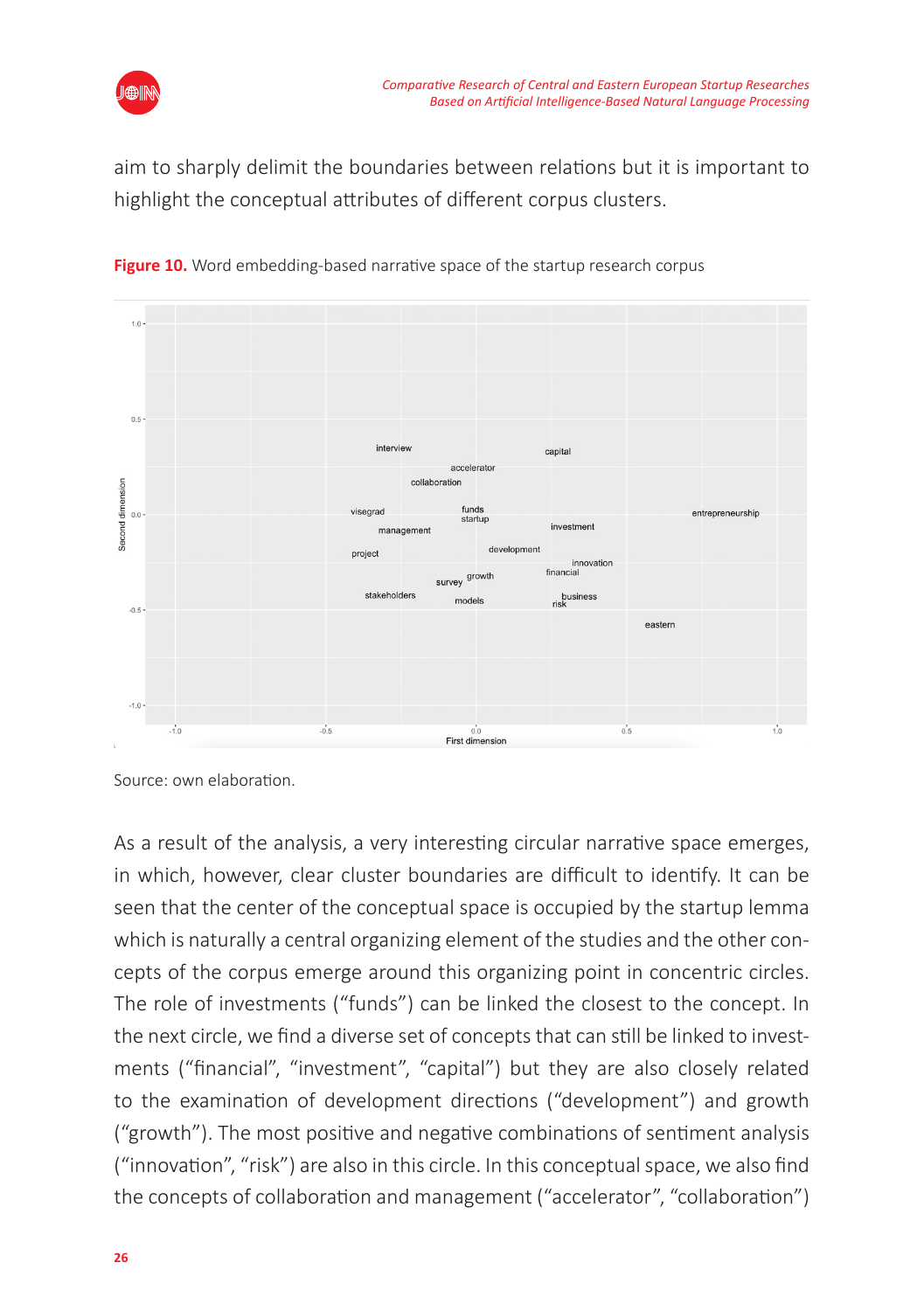aim to sharply delimit the boundaries between relations but it is important to highlight the conceptual attributes of different corpus clusters.

**Figure 10.** Word embedding-based narrative space of the startup research corpus

Source: own elaboration.

As a result of the analysis, a very interesting circular narrative space emerges, in which, however, clear cluster boundaries are difficult to identify. It can be seen that the center of the conceptual space is occupied by the startup lemma which is naturally a central organizing element of the studies and the other concepts of the corpus emerge around this organizing point in concentric circles. The role of investments ("funds") can be linked the closest to the concept. In the next circle, we find a diverse set of concepts that can still be linked to investments ("financial", "investment", "capital") but they are also closely related to the examination of development directions ("development") and growth ("growth"). The most positive and negative combinations of sentiment analysis ("innovation", "risk") are also in this circle. In this conceptual space, we also find the concepts of collaboration and management ("accelerator", "collaboration")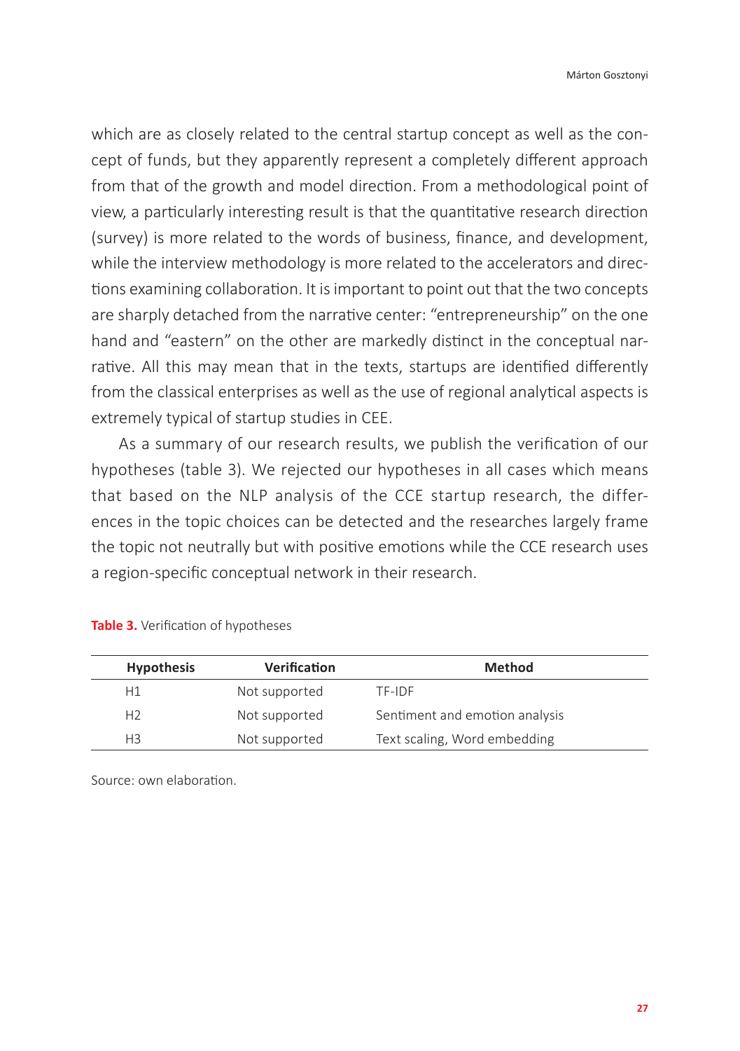which are as closely related to the central startup concept as well as the concept of funds, but they apparently represent a completely different approach from that of the growth and model direction. From a methodological point of view, a particularly interesting result is that the quantitative research direction (survey) is more related to the words of business, finance, and development, while the interview methodology is more related to the accelerators and directions examining collaboration. It is important to point out that the two concepts are sharply detached from the narrative center: "entrepreneurship" on the one hand and "eastern" on the other are markedly distinct in the conceptual narrative. All this may mean that in the texts, startups are identified differently from the classical enterprises as well as the use of regional analytical aspects is extremely typical of startup studies in CEE.

As a summary of our research results, we publish the verification of our hypotheses (table 3). We rejected our hypotheses in all cases which means that based on the NLP analysis of the CCE startup research, the differences in the topic choices can be detected and the researches largely frame the topic not neutrally but with positive emotions while the CCE research uses a region-specific conceptual network in their research.

**Table 3.** Verification of hypotheses

| Hypothesis | Verification | Method |
|---|---|---|
| H1 | Not supported | TF-IDF |
| H2 | Not supported | Sentiment and emotion analysis |
| H3 | Not supported | Text scaling, Word embedding |

Source: own elaboration.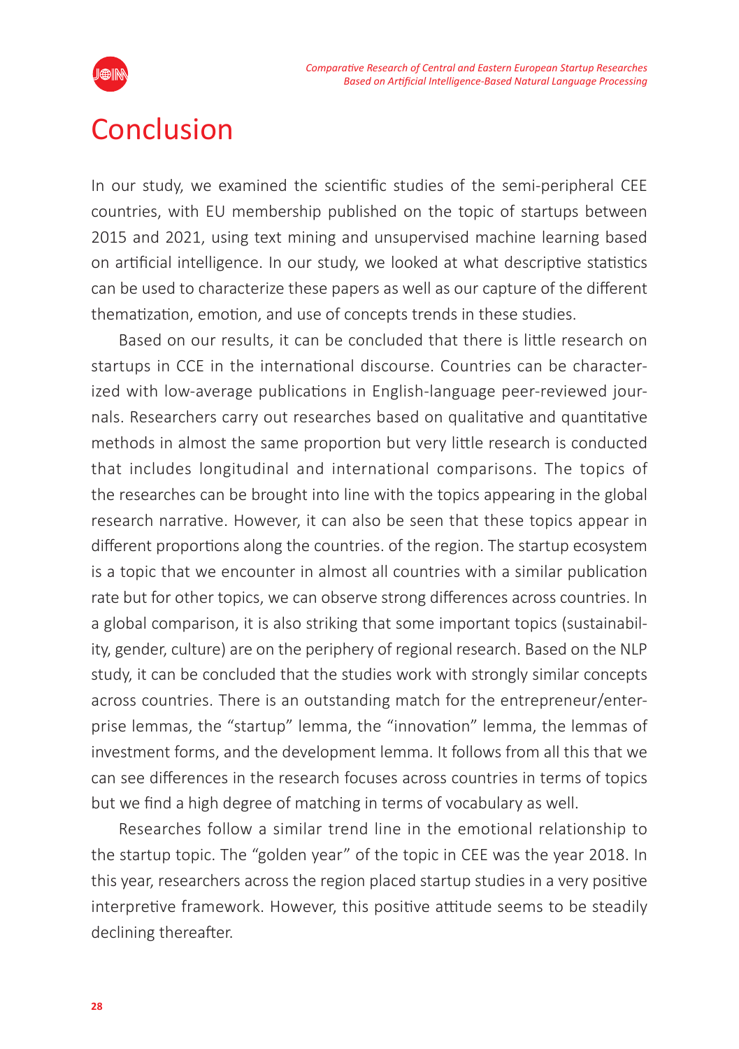# Conclusion

In our study, we examined the scientific studies of the semi-peripheral CEE countries, with EU membership published on the topic of startups between 2015 and 2021, using text mining and unsupervised machine learning based on artificial intelligence. In our study, we looked at what descriptive statistics can be used to characterize these papers as well as our capture of the different thematization, emotion, and use of concepts trends in these studies.

Based on our results, it can be concluded that there is little research on startups in CCE in the international discourse. Countries can be characterized with low-average publications in English-language peer-reviewed journals. Researchers carry out researches based on qualitative and quantitative methods in almost the same proportion but very little research is conducted that includes longitudinal and international comparisons. The topics of the researches can be brought into line with the topics appearing in the global research narrative. However, it can also be seen that these topics appear in different proportions along the countries. of the region. The startup ecosystem is a topic that we encounter in almost all countries with a similar publication rate but for other topics, we can observe strong differences across countries. In a global comparison, it is also striking that some important topics (sustainability, gender, culture) are on the periphery of regional research. Based on the NLP study, it can be concluded that the studies work with strongly similar concepts across countries. There is an outstanding match for the entrepreneur/enterprise lemmas, the "startup" lemma, the "innovation" lemma, the lemmas of investment forms, and the development lemma. It follows from all this that we can see differences in the research focuses across countries in terms of topics but we find a high degree of matching in terms of vocabulary as well.

Researches follow a similar trend line in the emotional relationship to the startup topic. The "golden year" of the topic in CEE was the year 2018. In this year, researchers across the region placed startup studies in a very positive interpretive framework. However, this positive attitude seems to be steadily declining thereafter.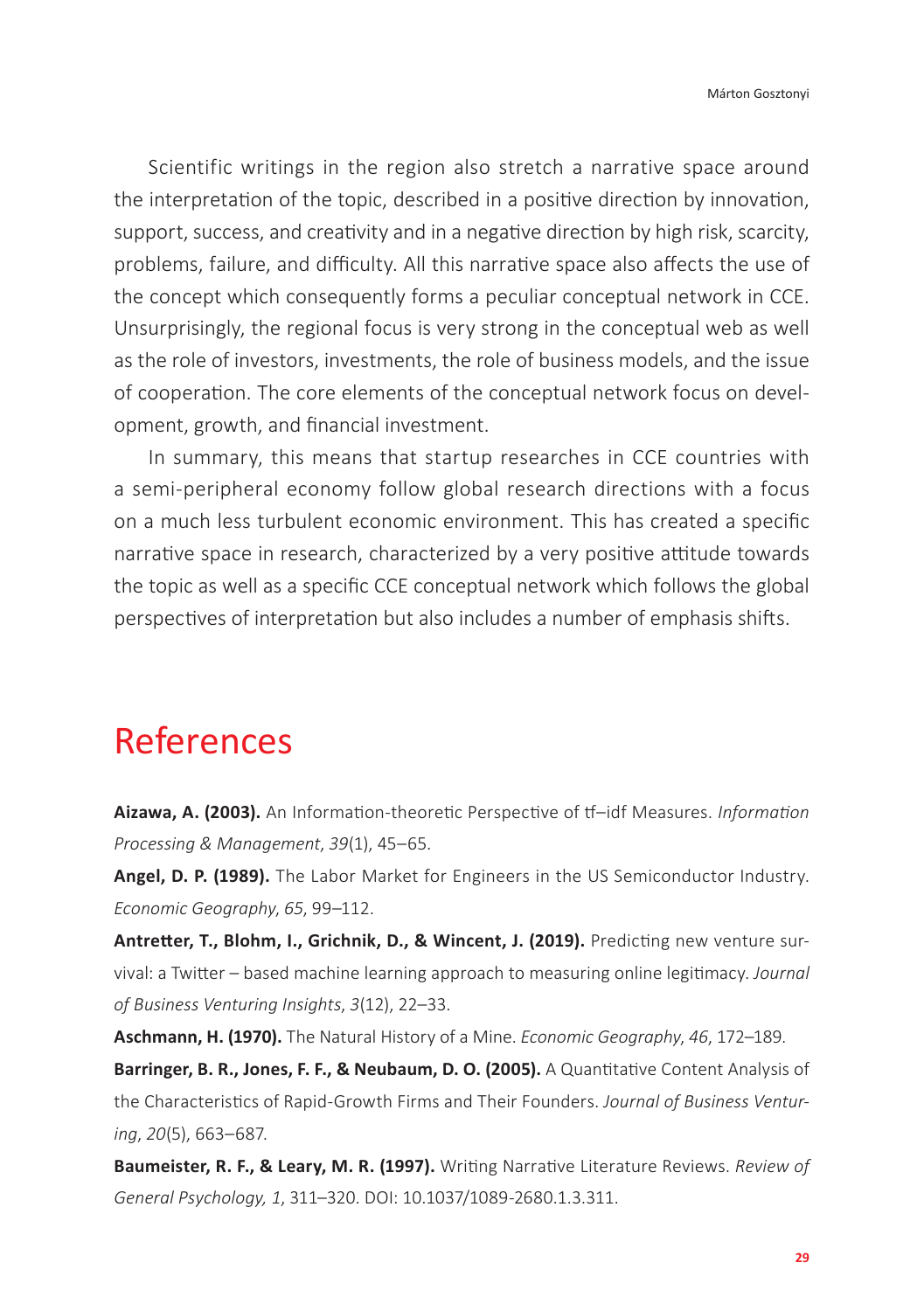Scientific writings in the region also stretch a narrative space around the interpretation of the topic, described in a positive direction by innovation, support, success, and creativity and in a negative direction by high risk, scarcity, problems, failure, and difficulty. All this narrative space also affects the use of the concept which consequently forms a peculiar conceptual network in CCE. Unsurprisingly, the regional focus is very strong in the conceptual web as well as the role of investors, investments, the role of business models, and the issue of cooperation. The core elements of the conceptual network focus on development, growth, and financial investment.

In summary, this means that startup researches in CCE countries with a semi-peripheral economy follow global research directions with a focus on a much less turbulent economic environment. This has created a specific narrative space in research, characterized by a very positive attitude towards the topic as well as a specific CCE conceptual network which follows the global perspectives of interpretation but also includes a number of emphasis shifts.

# References

**Aizawa, A. (2003).** An Information-theoretic Perspective of tf–idf Measures. *Information Processing & Management*, *39*(1), 45–65.

**Angel, D. P. (1989).** The Labor Market for Engineers in the US Semiconductor Industry. *Economic Geography*, *65*, 99–112.

**Antretter, T., Blohm, I., Grichnik, D., & Wincent, J. (2019).** Predicting new venture survival: a Twitter – based machine learning approach to measuring online legitimacy. *Journal of Business Venturing Insights*, *3*(12), 22–33.

**Aschmann, H. (1970).** The Natural History of a Mine. *Economic Geography*, *46*, 172–189.

**Barringer, B. R., Jones, F. F., & Neubaum, D. O. (2005).** A Quantitative Content Analysis of the Characteristics of Rapid-Growth Firms and Their Founders. *Journal of Business Venturing*, *20*(5), 663–687.

**Baumeister, R. F., & Leary, M. R. (1997).** Writing Narrative Literature Reviews. *Review of General Psychology, 1*, 311–320. DOI: 10.1037/1089-2680.1.3.311.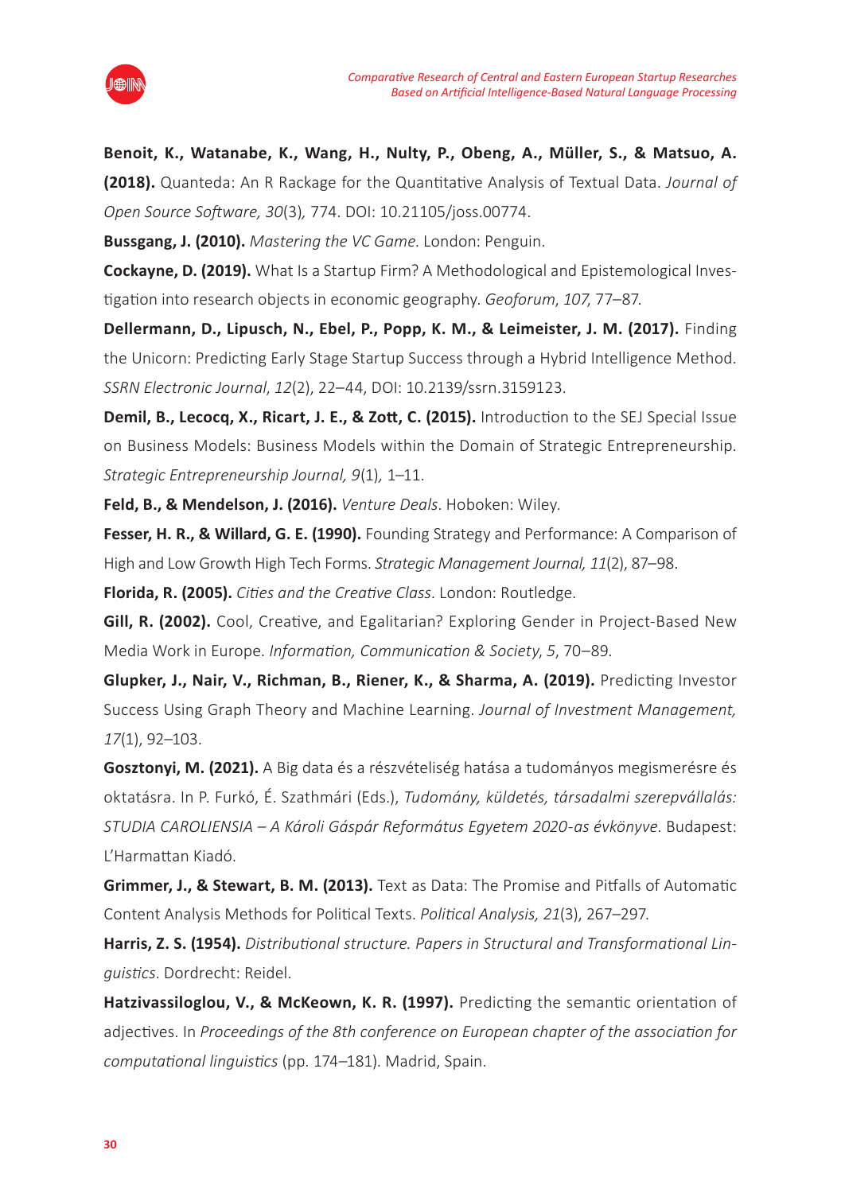**Benoit, K., Watanabe, K., Wang, H., Nulty, P., Obeng, A., Müller, S., & Matsuo, A. (2018).** Quanteda: An R Rackage for the Quantitative Analysis of Textual Data. *Journal of Open Source Software, 30*(3)*,* 774. DOI: 10.21105/joss.00774.

**Bussgang, J. (2010).** *Mastering the VC Game*. London: Penguin.

**Cockayne, D. (2019).** What Is a Startup Firm? A Methodological and Epistemological Investigation into research objects in economic geography. *Geoforum*, *107,* 77–87.

**Dellermann, D., Lipusch, N., Ebel, P., Popp, K. M., & Leimeister, J. M. (2017).** Finding the Unicorn: Predicting Early Stage Startup Success through a Hybrid Intelligence Method. *SSRN Electronic Journal*, *12*(2), 22–44, DOI: 10.2139/ssrn.3159123.

**Demil, B., Lecocq, X., Ricart, J. E., & Zott, C. (2015).** Introduction to the SEJ Special Issue on Business Models: Business Models within the Domain of Strategic Entrepreneurship. *Strategic Entrepreneurship Journal, 9*(1)*,* 1–11.

**Feld, B., & Mendelson, J. (2016).** *Venture Deals*. Hoboken: Wiley.

**Fesser, H. R., & Willard, G. E. (1990).** Founding Strategy and Performance: A Comparison of High and Low Growth High Tech Forms. *Strategic Management Journal, 11*(2), 87–98.

**Florida, R. (2005).** *Cities and the Creative Class*. London: Routledge.

**Gill, R. (2002).** Cool, Creative, and Egalitarian? Exploring Gender in Project-Based New Media Work in Europe. *Information, Communication & Society*, *5*, 70–89.

**Glupker, J., Nair, V., Richman, B., Riener, K., & Sharma, A. (2019).** Predicting Investor Success Using Graph Theory and Machine Learning. *Journal of Investment Management, 17*(1), 92–103.

**Gosztonyi, M. (2021).** A Big data és a részvételiség hatása a tudományos megismerésre és oktatásra. In P. Furkó, É. Szathmári (Eds.), *Tudomány, küldetés, társadalmi szerepvállalás: STUDIA CAROLIENSIA – A Károli Gáspár Református Egyetem 2020-as évkönyve*. Budapest: L'Harmattan Kiadó.

**Grimmer, J., & Stewart, B. M. (2013).** Text as Data: The Promise and Pitfalls of Automatic Content Analysis Methods for Political Texts. *Political Analysis, 21*(3), 267–297.

**Harris, Z. S. (1954).** *Distributional structure. Papers in Structural and Transformational Linguistics*. Dordrecht: Reidel.

**Hatzivassiloglou, V., & McKeown, K. R. (1997).** Predicting the semantic orientation of adjectives. In *Proceedings of the 8th conference on European chapter of the association for computational linguistics* (pp. 174–181). Madrid, Spain.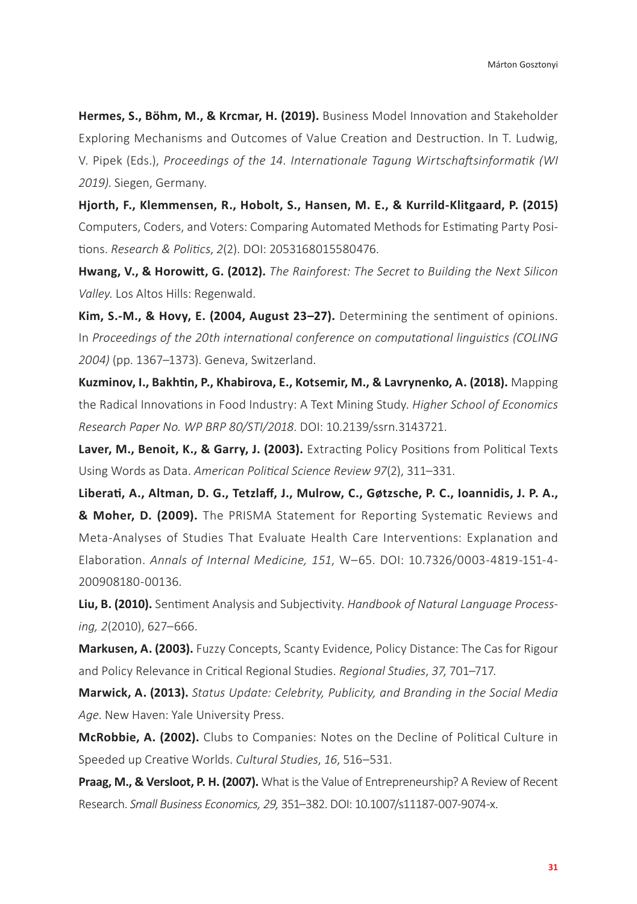**Hermes, S., Böhm, M., & Krcmar, H. (2019).** Business Model Innovation and Stakeholder Exploring Mechanisms and Outcomes of Value Creation and Destruction. In T. Ludwig, V. Pipek (Eds.), *Proceedings of the 14. Internationale Tagung Wirtschaftsinformatik (WI 2019)*. Siegen, Germany.

**Hjorth, F., Klemmensen, R., Hobolt, S., Hansen, M. E., & Kurrild-Klitgaard, P. (2015)** Computers, Coders, and Voters: Comparing Automated Methods for Estimating Party Positions. *Research & Politics*, *2*(2). DOI: 2053168015580476.

**Hwang, V., & Horowitt, G. (2012).** *The Rainforest: The Secret to Building the Next Silicon Valley.* Los Altos Hills: Regenwald.

**Kim, S.-M., & Hovy, E. (2004, August 23–27).** Determining the sentiment of opinions. In *Proceedings of the 20th international conference on computational linguistics (COLING 2004)* (pp. 1367–1373). Geneva, Switzerland.

**Kuzminov, I., Bakhtin, P., Khabirova, E., Kotsemir, M., & Lavrynenko, A. (2018).** Mapping the Radical Innovations in Food Industry: A Text Mining Study. *Higher School of Economics Research Paper No. WP BRP 80/STI/2018*. DOI: 10.2139/ssrn.3143721.

**Laver, M., Benoit, K., & Garry, J. (2003).** Extracting Policy Positions from Political Texts Using Words as Data. *American Political Science Review 97*(2), 311–331.

**Liberati, A., Altman, D. G., Tetzlaff, J., Mulrow, C., Gøtzsche, P. C., Ioannidis, J. P. A., & Moher, D. (2009).** The PRISMA Statement for Reporting Systematic Reviews and Meta-Analyses of Studies That Evaluate Health Care Interventions: Explanation and Elaboration. *Annals of Internal Medicine, 151*, W–65. DOI: 10.7326/0003-4819-151-4-200908180-00136.

**Liu, B. (2010).** Sentiment Analysis and Subjectivity. *Handbook of Natural Language Processing, 2*(2010), 627–666.

**Markusen, A. (2003).** Fuzzy Concepts, Scanty Evidence, Policy Distance: The Cas for Rigour and Policy Relevance in Critical Regional Studies. *Regional Studies*, *37*, 701–717.

**Marwick, A. (2013).** *Status Update: Celebrity, Publicity, and Branding in the Social Media Age*. New Haven: Yale University Press.

**McRobbie, A. (2002).** Clubs to Companies: Notes on the Decline of Political Culture in Speeded up Creative Worlds. *Cultural Studies*, *16*, 516–531.

**Praag, M., & Versloot, P. H. (2007).** What is the Value of Entrepreneurship? A Review of Recent Research. *Small Business Economics, 29,* 351–382. DOI: 10.1007/s11187-007-9074-x.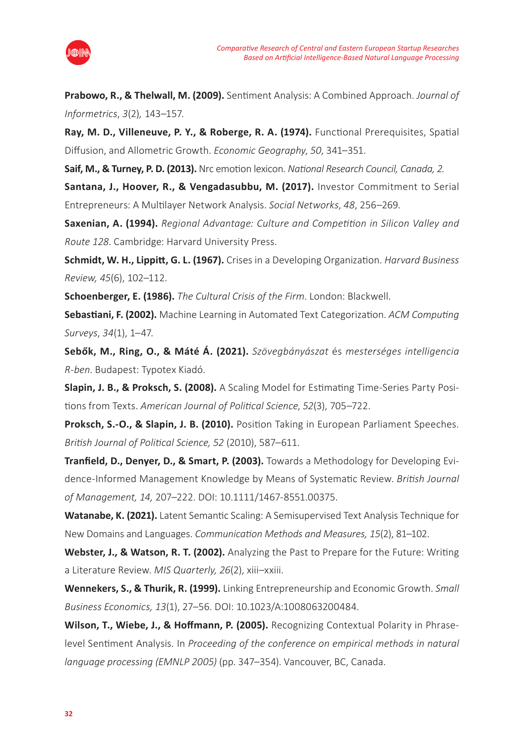**Prabowo, R., & Thelwall, M. (2009).** Sentiment Analysis: A Combined Approach. *Journal of Informetrics*, *3*(2)*,* 143–157.

**Ray, M. D., Villeneuve, P. Y., & Roberge, R. A. (1974).** Functional Prerequisites, Spatial Diffusion, and Allometric Growth. *Economic Geography*, *50*, 341–351.

**Saif, M., & Turney, P. D. (2013).** Nrc emotion lexicon. *National Research Council, Canada, 2.*

**Santana, J., Hoover, R., & Vengadasubbu, M. (2017).** Investor Commitment to Serial Entrepreneurs: A Multilayer Network Analysis. *Social Networks*, *48*, 256–269.

**Saxenian, A. (1994).** *Regional Advantage: Culture and Competition in Silicon Valley and Route 128*. Cambridge: Harvard University Press.

**Schmidt, W. H., Lippitt, G. L. (1967).** Crises in a Developing Organization. *Harvard Business Review, 45*(6), 102–112.

**Schoenberger, E. (1986).** *The Cultural Crisis of the Firm*. London: Blackwell.

**Sebastiani, F. (2002).** Machine Learning in Automated Text Categorization. *ACM Computing Surveys*, *34*(1), 1–47.

**Sebők, M., Ring, O., & Máté Á. (2021).** *Szövegbányászat* és *mesterséges intelligencia R-ben*. Budapest: Typotex Kiadó.

**Slapin, J. B., & Proksch, S. (2008).** A Scaling Model for Estimating Time-Series Party Positions from Texts. *American Journal of Political Science*, *52*(3), 705–722.

**Proksch, S.-O., & Slapin, J. B. (2010).** Position Taking in European Parliament Speeches. *British Journal of Political Science, 52* (2010), 587–611.

**Tranfield, D., Denyer, D., & Smart, P. (2003).** Towards a Methodology for Developing Evidence-Informed Management Knowledge by Means of Systematic Review. *British Journal of Management, 14,* 207–222. DOI: 10.1111/1467-8551.00375.

**Watanabe, K. (2021).** Latent Semantic Scaling: A Semisupervised Text Analysis Technique for New Domains and Languages. *Communication Methods and Measures, 15*(2), 81–102.

**Webster, J., & Watson, R. T. (2002).** Analyzing the Past to Prepare for the Future: Writing a Literature Review. *MIS Quarterly, 26*(2), xiii–xxiii.

**Wennekers, S., & Thurik, R. (1999).** Linking Entrepreneurship and Economic Growth. *Small Business Economics, 13*(1), 27–56. DOI: 10.1023/A:1008063200484.

**Wilson, T., Wiebe, J., & Hoffmann, P. (2005).** Recognizing Contextual Polarity in Phrase-level Sentiment Analysis. In *Proceeding of the conference on empirical methods in natural language processing (EMNLP 2005)* (pp. 347–354). Vancouver, BC, Canada.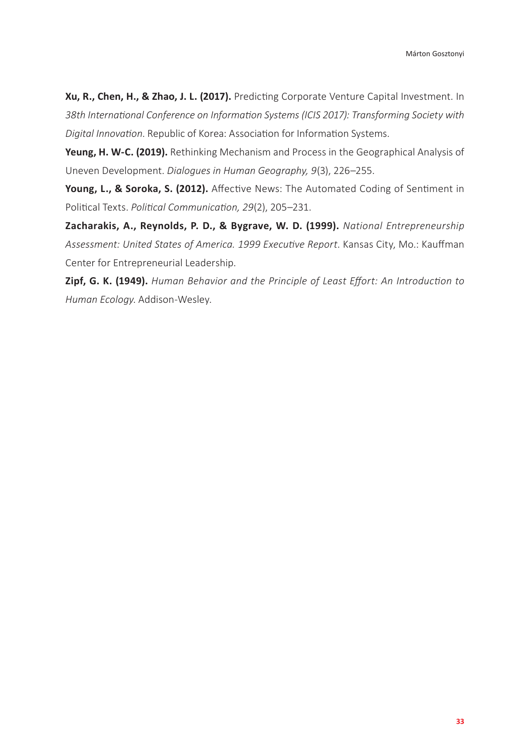**Xu, R., Chen, H., & Zhao, J. L. (2017).** Predicting Corporate Venture Capital Investment. In *38th International Conference on Information Systems (ICIS 2017): Transforming Society with Digital Innovation*. Republic of Korea: Association for Information Systems.

**Yeung, H. W-C. (2019).** Rethinking Mechanism and Process in the Geographical Analysis of Uneven Development. *Dialogues in Human Geography, 9*(3), 226–255.

**Young, L., & Soroka, S. (2012).** Affective News: The Automated Coding of Sentiment in Political Texts. *Political Communication, 29*(2), 205–231.

**Zacharakis, A., Reynolds, P. D., & Bygrave, W. D. (1999).** *National Entrepreneurship Assessment: United States of America. 1999 Executive Report*. Kansas City, Mo.: Kauffman Center for Entrepreneurial Leadership.

**Zipf, G. K. (1949).** *Human Behavior and the Principle of Least Effort: An Introduction to Human Ecology*. Addison-Wesley.